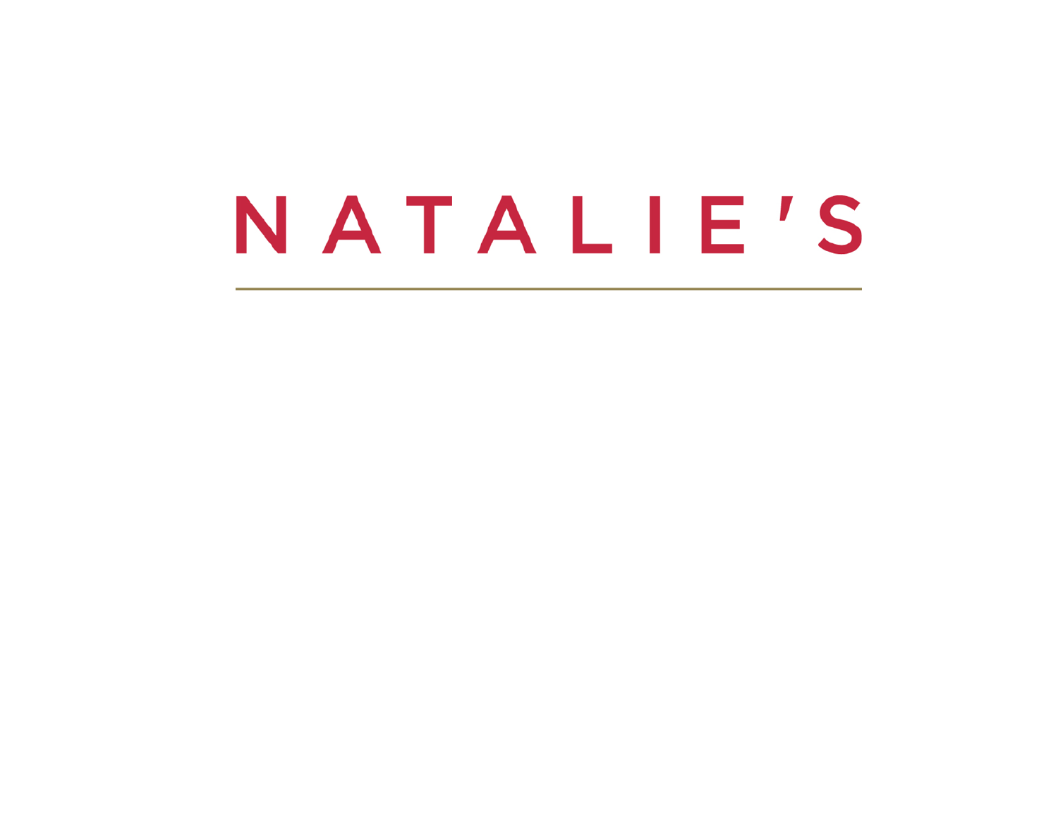# NATALIE'S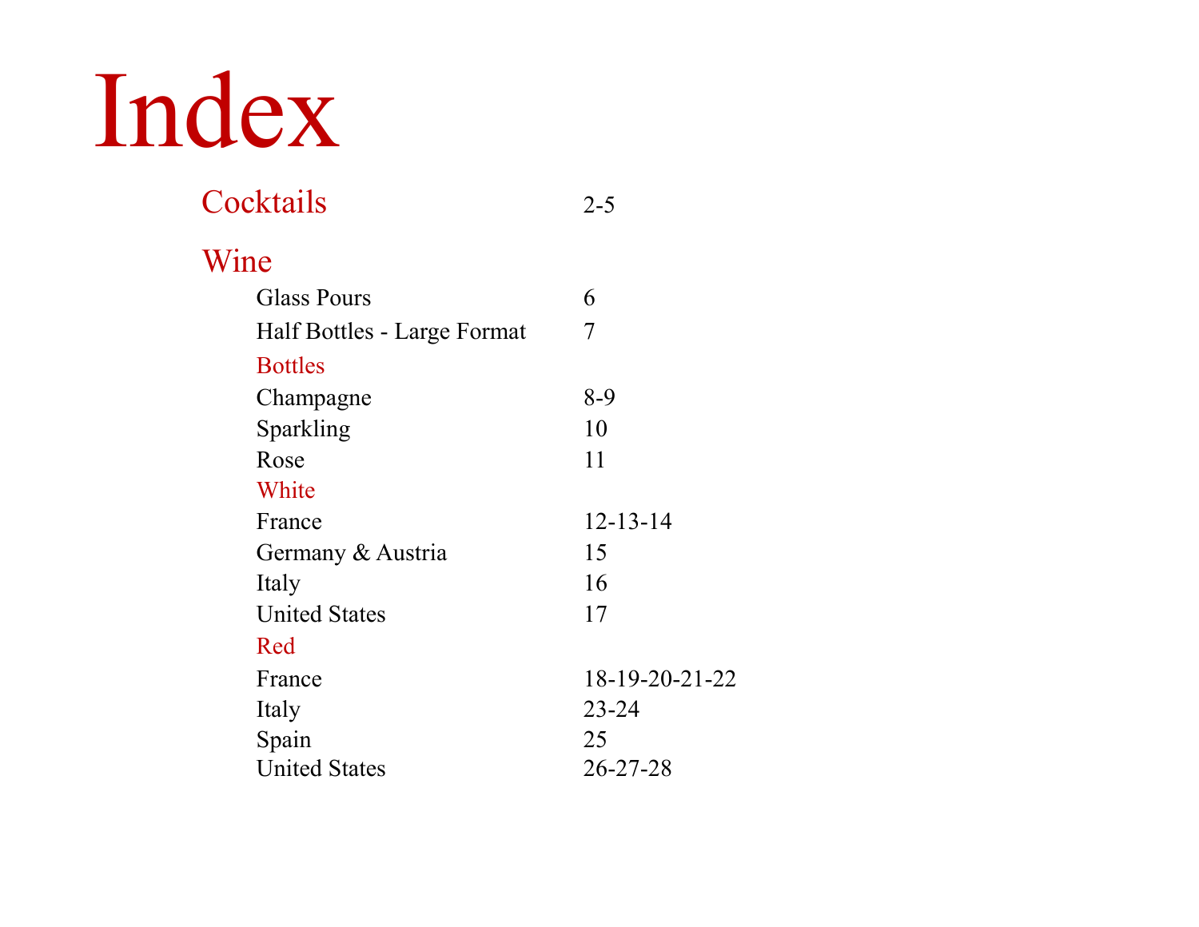# Index

## Cocktails

| | |
|---|---|
| Cocktails | 2-5 |

## Wine

| | |
|---|---|
| Glass Pours | 6 |
| Half Bottles - Large Format | 7 |

### Bottles

| | |
|---|---|
| Champagne | 8-9 |
| Sparkling | 10 |
| Rose | 11 |

### White

| | |
|---|---|
| France | 12-13-14 |
| Germany & Austria | 15 |
| Italy | 16 |
| United States | 17 |

### Red

| | |
|---|---|
| France | 18-19-20-21-22 |
| Italy | 23-24 |
| Spain | 25 |
| United States | 26-27-28 |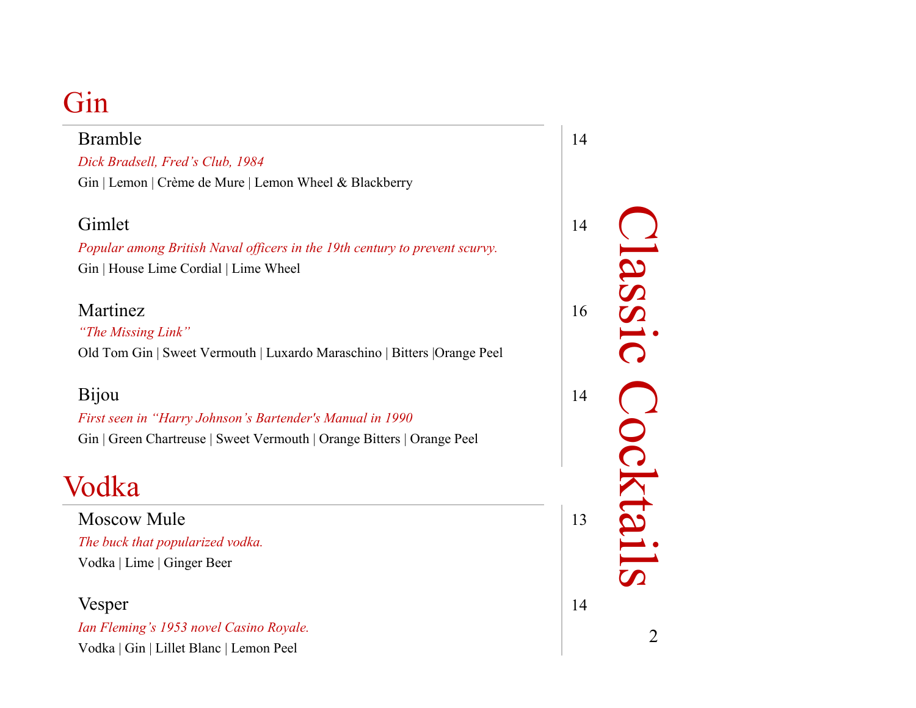# Classic Cocktails

## Gin

### Bramble — 14

*Dick Bradsell, Fred's Club, 1984*

Gin | Lemon | Crème de Mure | Lemon Wheel & Blackberry

### Gimlet — 14

*Popular among British Naval officers in the 19th century to prevent scurvy.*

Gin | House Lime Cordial | Lime Wheel

### Martinez — 16

*"The Missing Link"*

Old Tom Gin | Sweet Vermouth | Luxardo Maraschino | Bitters |Orange Peel

### Bijou — 14

*First seen in "Harry Johnson's Bartender's Manual in 1990*

Gin | Green Chartreuse | Sweet Vermouth | Orange Bitters | Orange Peel

## Vodka

### Moscow Mule — 13

*The buck that popularized vodka.*

Vodka | Lime | Ginger Beer

### Vesper — 14

*Ian Fleming's 1953 novel Casino Royale.*

Vodka | Gin | Lillet Blanc | Lemon Peel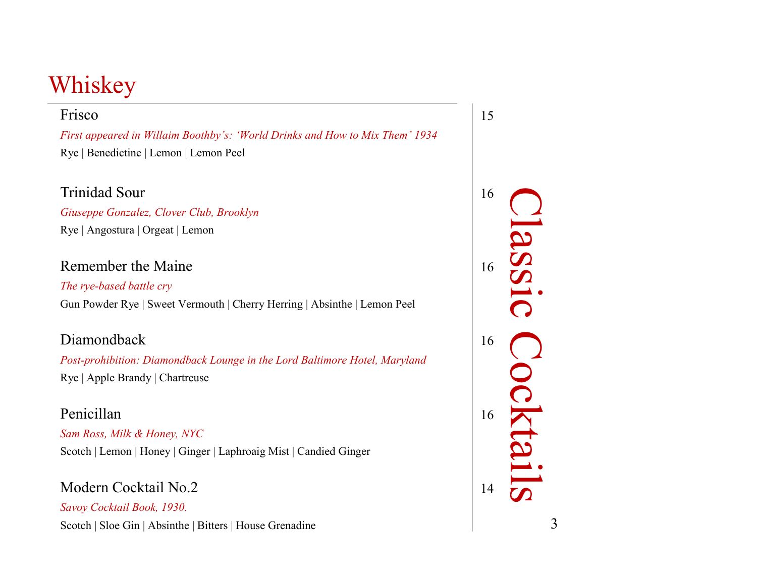# Whiskey

## Classic Cocktails

### Frisco — 15

*First appeared in Willaim Boothby's: 'World Drinks and How to Mix Them' 1934*

Rye | Benedictine | Lemon | Lemon Peel

### Trinidad Sour — 16

*Giuseppe Gonzalez, Clover Club, Brooklyn*

Rye | Angostura | Orgeat | Lemon

### Remember the Maine — 16

*The rye-based battle cry*

Gun Powder Rye | Sweet Vermouth | Cherry Herring | Absinthe | Lemon Peel

### Diamondback — 16

*Post-prohibition: Diamondback Lounge in the Lord Baltimore Hotel, Maryland*

Rye | Apple Brandy | Chartreuse

### Penicillan — 16

*Sam Ross, Milk & Honey, NYC*

Scotch | Lemon | Honey | Ginger | Laphroaig Mist | Candied Ginger

### Modern Cocktail No.2 — 14

*Savoy Cocktail Book, 1930.*

Scotch | Sloe Gin | Absinthe | Bitters | House Grenadine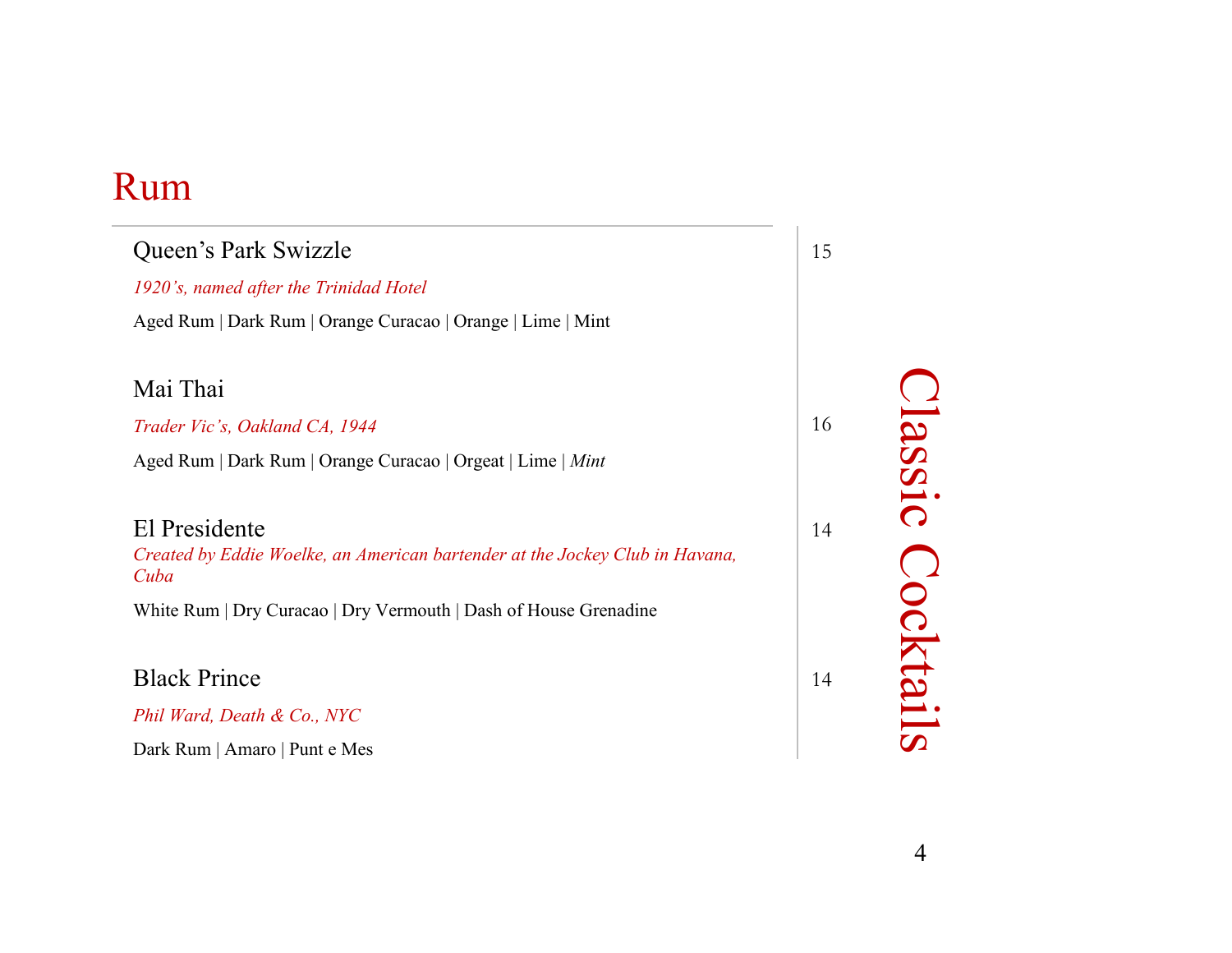# Rum

## Queen's Park Swizzle

15

*1920's, named after the Trinidad Hotel*

Aged Rum | Dark Rum | Orange Curacao | Orange | Lime | Mint

## Mai Thai

16

*Trader Vic's, Oakland CA, 1944*

Aged Rum | Dark Rum | Orange Curacao | Orgeat | Lime | *Mint*

## El Presidente

14

*Created by Eddie Woelke, an American bartender at the Jockey Club in Havana, Cuba*

White Rum | Dry Curacao | Dry Vermouth | Dash of House Grenadine

## Black Prince

14

*Phil Ward, Death & Co., NYC*

Dark Rum | Amaro | Punt e Mes

Classic Cocktails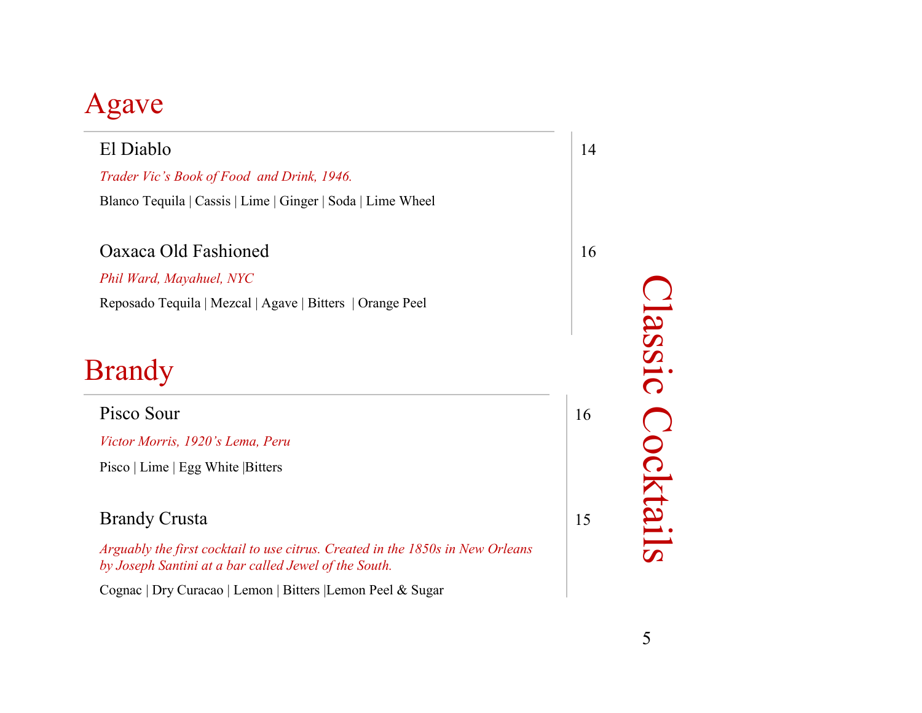# Classic Cocktails

## Agave

### El Diablo — 14

*Trader Vic's Book of Food  and Drink, 1946.*

Blanco Tequila | Cassis | Lime | Ginger | Soda | Lime Wheel

### Oaxaca Old Fashioned — 16

*Phil Ward, Mayahuel, NYC*

Reposado Tequila | Mezcal | Agave | Bitters  | Orange Peel

## Brandy

### Pisco Sour — 16

*Victor Morris, 1920's Lema, Peru*

Pisco | Lime | Egg White |Bitters

### Brandy Crusta — 15

*Arguably the first cocktail to use citrus. Created in the 1850s in New Orleans by Joseph Santini at a bar called Jewel of the South.*

Cognac | Dry Curacao | Lemon | Bitters |Lemon Peel & Sugar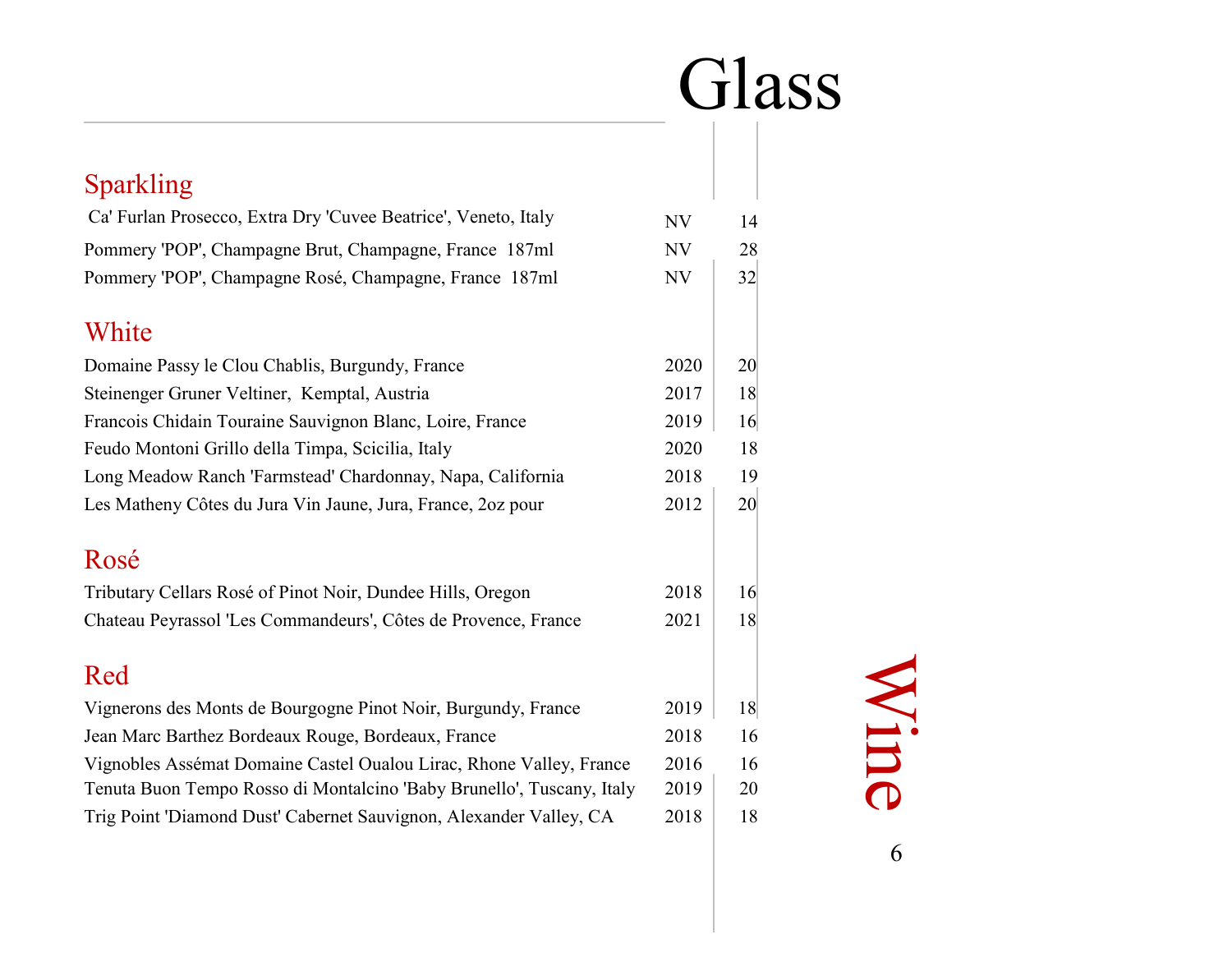# Glass Wine

## Sparkling

| Wine | Vintage | Price |
|---|---|---|
| Ca' Furlan Prosecco, Extra Dry 'Cuvee Beatrice', Veneto, Italy | NV | 14 |
| Pommery 'POP', Champagne Brut, Champagne, France 187ml | NV | 28 |
| Pommery 'POP', Champagne Rosé, Champagne, France 187ml | NV | 32 |

## White

| Wine | Vintage | Price |
|---|---|---|
| Domaine Passy le Clou Chablis, Burgundy, France | 2020 | 20 |
| Steinenger Gruner Veltiner, Kemptal, Austria | 2017 | 18 |
| Francois Chidain Touraine Sauvignon Blanc, Loire, France | 2019 | 16 |
| Feudo Montoni Grillo della Timpa, Scicilia, Italy | 2020 | 18 |
| Long Meadow Ranch 'Farmstead' Chardonnay, Napa, California | 2018 | 19 |
| Les Matheny Côtes du Jura Vin Jaune, Jura, France, 2oz pour | 2012 | 20 |

## Rosé

| Wine | Vintage | Price |
|---|---|---|
| Tributary Cellars Rosé of Pinot Noir, Dundee Hills, Oregon | 2018 | 16 |
| Chateau Peyrassol 'Les Commandeurs', Côtes de Provence, France | 2021 | 18 |

## Red

| Wine | Vintage | Price |
|---|---|---|
| Vignerons des Monts de Bourgogne Pinot Noir, Burgundy, France | 2019 | 18 |
| Jean Marc Barthez Bordeaux Rouge, Bordeaux, France | 2018 | 16 |
| Vignobles Assémat Domaine Castel Oualou Lirac, Rhone Valley, France | 2016 | 16 |
| Tenuta Buon Tempo Rosso di Montalcino 'Baby Brunello', Tuscany, Italy | 2019 | 20 |
| Trig Point 'Diamond Dust' Cabernet Sauvignon, Alexander Valley, CA | 2018 | 18 |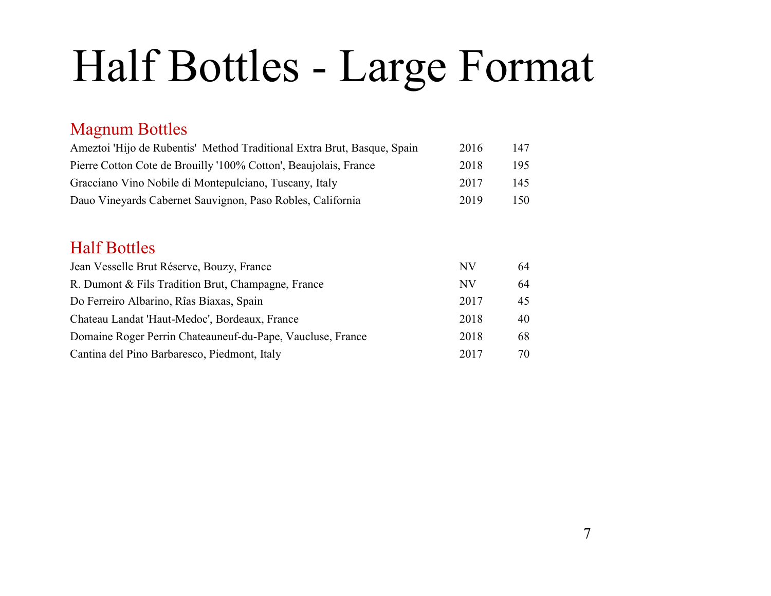# Half Bottles - Large Format

## Magnum Bottles

| Wine | Vintage | Price |
|---|---|---|
| Ameztoi 'Hijo de Rubentis'  Method Traditional Extra Brut, Basque, Spain | 2016 | 147 |
| Pierre Cotton Cote de Brouilly '100% Cotton', Beaujolais, France | 2018 | 195 |
| Gracciano Vino Nobile di Montepulciano, Tuscany, Italy | 2017 | 145 |
| Dauo Vineyards Cabernet Sauvignon, Paso Robles, California | 2019 | 150 |

## Half Bottles

| Wine | Vintage | Price |
|---|---|---|
| Jean Vesselle Brut Réserve, Bouzy, France | NV | 64 |
| R. Dumont & Fils Tradition Brut, Champagne, France | NV | 64 |
| Do Ferreiro Albarino, Rîas Biaxas, Spain | 2017 | 45 |
| Chateau Landat 'Haut-Medoc', Bordeaux, France | 2018 | 40 |
| Domaine Roger Perrin Chateauneuf-du-Pape, Vaucluse, France | 2018 | 68 |
| Cantina del Pino Barbaresco, Piedmont, Italy | 2017 | 70 |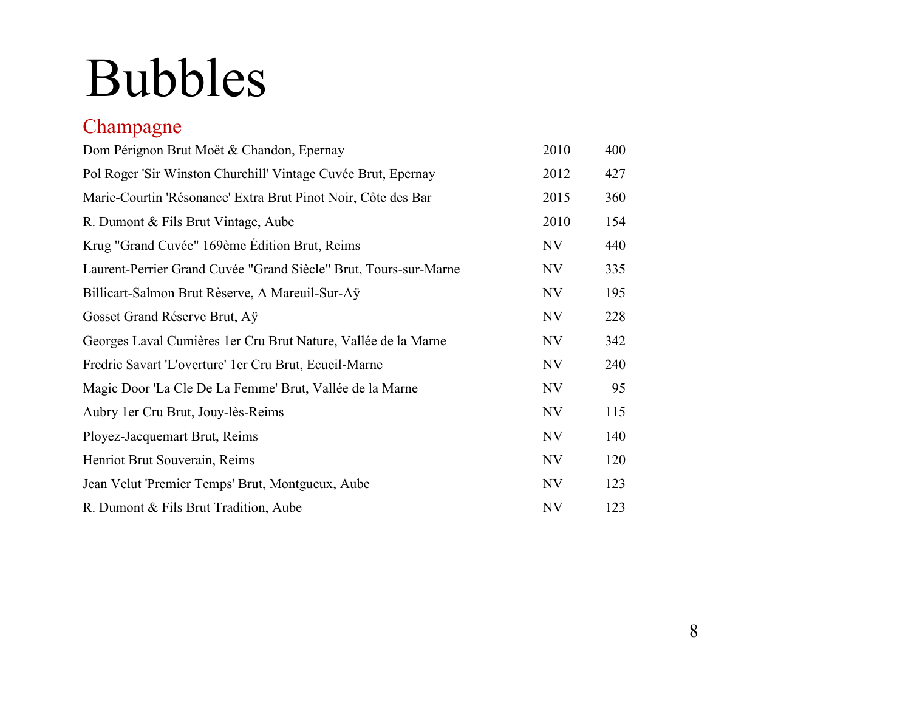# Bubbles

## Champagne

| | | |
|---|---|---|
| Dom Pérignon Brut Moët & Chandon, Epernay | 2010 | 400 |
| Pol Roger 'Sir Winston Churchill' Vintage Cuvée Brut, Epernay | 2012 | 427 |
| Marie-Courtin 'Résonance' Extra Brut Pinot Noir, Côte des Bar | 2015 | 360 |
| R. Dumont & Fils Brut Vintage, Aube | 2010 | 154 |
| Krug "Grand Cuvée" 169ème Édition Brut, Reims | NV | 440 |
| Laurent-Perrier Grand Cuvée "Grand Siècle" Brut, Tours-sur-Marne | NV | 335 |
| Billicart-Salmon Brut Rèserve, A Mareuil-Sur-Aÿ | NV | 195 |
| Gosset Grand Réserve Brut, Aÿ | NV | 228 |
| Georges Laval Cumières 1er Cru Brut Nature, Vallée de la Marne | NV | 342 |
| Fredric Savart 'L'overture' 1er Cru Brut, Ecueil-Marne | NV | 240 |
| Magic Door 'La Cle De La Femme' Brut, Vallée de la Marne | NV | 95 |
| Aubry 1er Cru Brut, Jouy-lès-Reims | NV | 115 |
| Ployez-Jacquemart Brut, Reims | NV | 140 |
| Henriot Brut Souverain, Reims | NV | 120 |
| Jean Velut 'Premier Temps' Brut, Montgueux, Aube | NV | 123 |
| R. Dumont & Fils Brut Tradition, Aube | NV | 123 |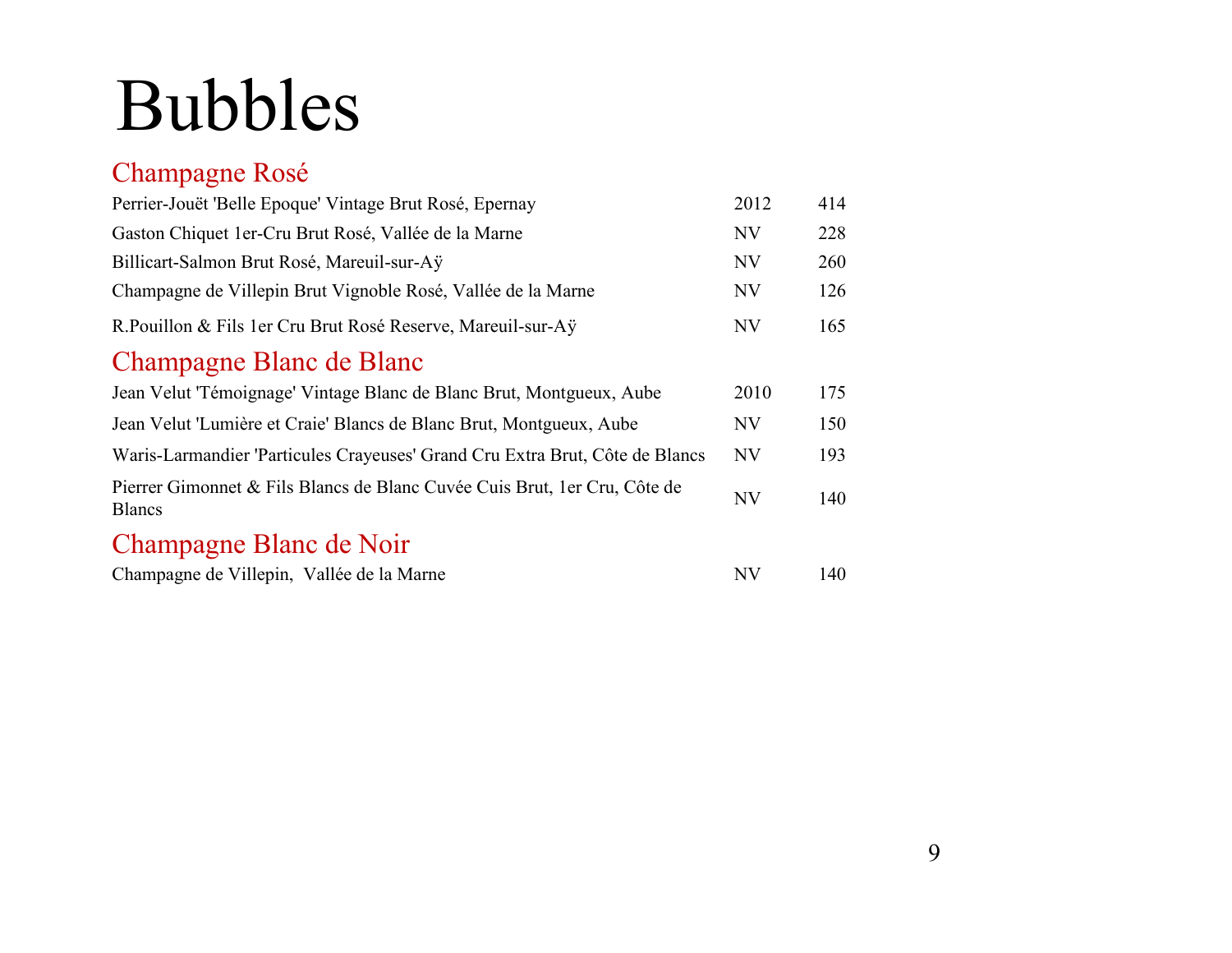# Bubbles

## Champagne Rosé

| | | |
|---|---|---|
| Perrier-Jouët 'Belle Epoque' Vintage Brut Rosé, Epernay | 2012 | 414 |
| Gaston Chiquet 1er-Cru Brut Rosé, Vallée de la Marne | NV | 228 |
| Billicart-Salmon Brut Rosé, Mareuil-sur-Aÿ | NV | 260 |
| Champagne de Villepin Brut Vignoble Rosé, Vallée de la Marne | NV | 126 |
| R.Pouillon & Fils 1er Cru Brut Rosé Reserve, Mareuil-sur-Aÿ | NV | 165 |

## Champagne Blanc de Blanc

| | | |
|---|---|---|
| Jean Velut 'Témoignage' Vintage Blanc de Blanc Brut, Montgueux, Aube | 2010 | 175 |
| Jean Velut 'Lumière et Craie' Blancs de Blanc Brut, Montgueux, Aube | NV | 150 |
| Waris-Larmandier 'Particules Crayeuses' Grand Cru Extra Brut, Côte de Blancs | NV | 193 |
| Pierrer Gimonnet & Fils Blancs de Blanc Cuvée Cuis Brut, 1er Cru, Côte de Blancs | NV | 140 |

## Champagne Blanc de Noir

| | | |
|---|---|---|
| Champagne de Villepin,  Vallée de la Marne | NV | 140 |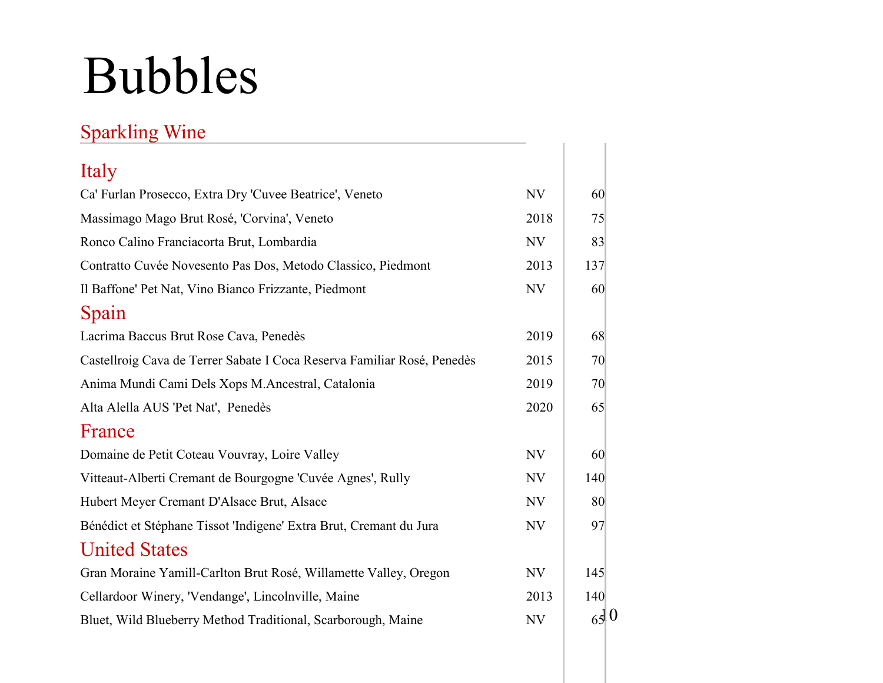# Bubbles

## Sparkling Wine

### Italy

| Wine | Vintage | Price |
|---|---|---|
| Ca' Furlan Prosecco, Extra Dry 'Cuvee Beatrice', Veneto | NV | 60 |
| Massimago Mago Brut Rosé, 'Corvina', Veneto | 2018 | 75 |
| Ronco Calino Franciacorta Brut, Lombardia | NV | 83 |
| Contratto Cuvée Novesento Pas Dos, Metodo Classico, Piedmont | 2013 | 137 |
| Il Baffone' Pet Nat, Vino Bianco Frizzante, Piedmont | NV | 60 |

### Spain

| Wine | Vintage | Price |
|---|---|---|
| Lacrima Baccus Brut Rose Cava, Penedès | 2019 | 68 |
| Castellroig Cava de Terrer Sabate I Coca Reserva Familiar Rosé, Penedès | 2015 | 70 |
| Anima Mundi Cami Dels Xops M.Ancestral, Catalonia | 2019 | 70 |
| Alta Alella AUS 'Pet Nat', Penedès | 2020 | 65 |

### France

| Wine | Vintage | Price |
|---|---|---|
| Domaine de Petit Coteau Vouvray, Loire Valley | NV | 60 |
| Vitteaut-Alberti Cremant de Bourgogne 'Cuvée Agnes', Rully | NV | 140 |
| Hubert Meyer Cremant D'Alsace Brut, Alsace | NV | 80 |
| Bénédict et Stéphane Tissot 'Indigene' Extra Brut, Cremant du Jura | NV | 97 |

### United States

| Wine | Vintage | Price |
|---|---|---|
| Gran Moraine Yamill-Carlton Brut Rosé, Willamette Valley, Oregon | NV | 145 |
| Cellardoor Winery, 'Vendange', Lincolnville, Maine | 2013 | 140 |
| Bluet, Wild Blueberry Method Traditional, Scarborough, Maine | NV | 65 |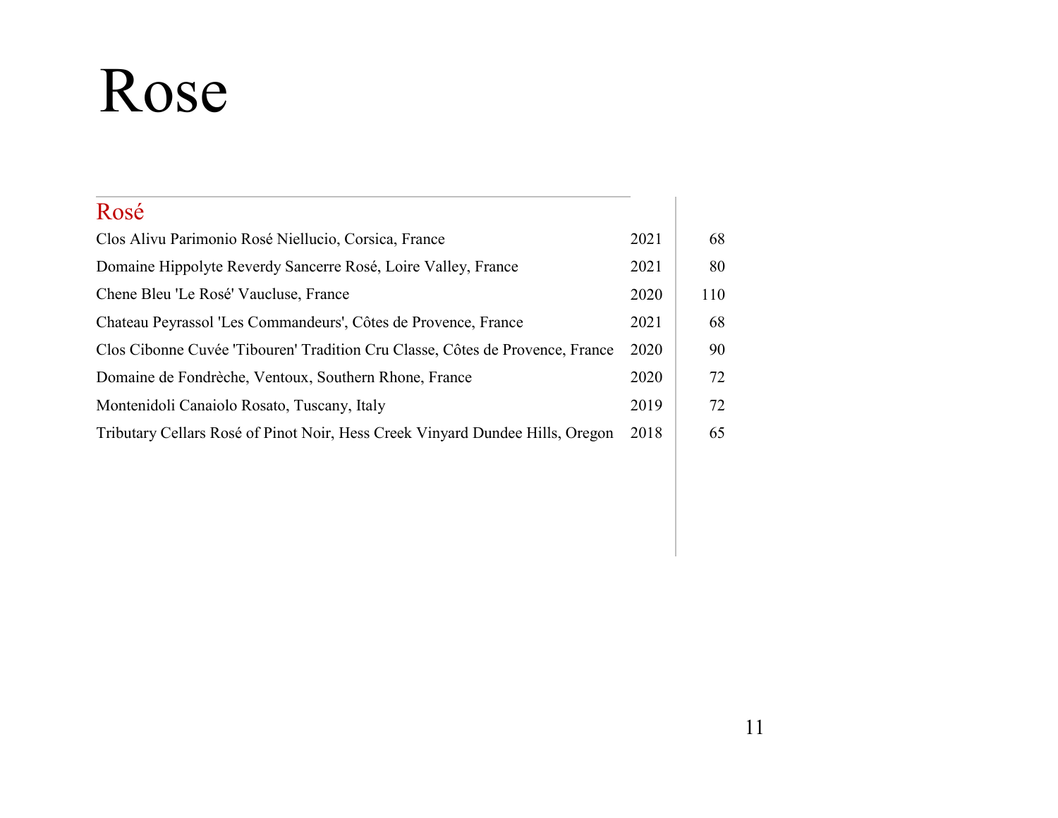# Rose

## Rosé

| Wine | Vintage | Price |
|---|---|---|
| Clos Alivu Parimonio Rosé Niellucio, Corsica, France | 2021 | 68 |
| Domaine Hippolyte Reverdy Sancerre Rosé, Loire Valley, France | 2021 | 80 |
| Chene Bleu 'Le Rosé' Vaucluse, France | 2020 | 110 |
| Chateau Peyrassol 'Les Commandeurs', Côtes de Provence, France | 2021 | 68 |
| Clos Cibonne Cuvée 'Tibouren' Tradition Cru Classe, Côtes de Provence, France | 2020 | 90 |
| Domaine de Fondrèche, Ventoux, Southern Rhone, France | 2020 | 72 |
| Montenidoli Canaiolo Rosato, Tuscany, Italy | 2019 | 72 |
| Tributary Cellars Rosé of Pinot Noir, Hess Creek Vinyard Dundee Hills, Oregon | 2018 | 65 |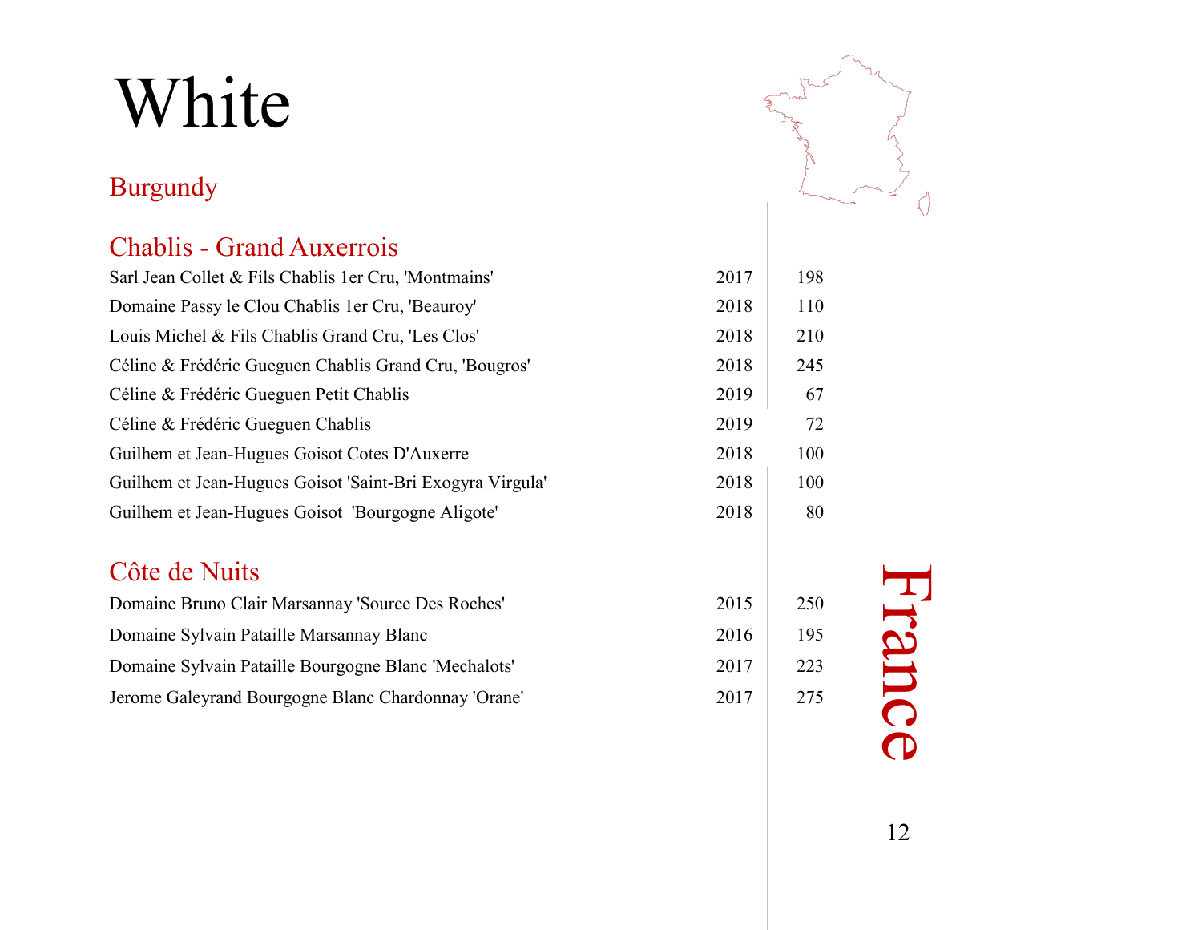# White

## Burgundy

### Chablis - Grand Auxerrois

| Wine | Vintage | Price |
|---|---|---|
| Sarl Jean Collet & Fils Chablis 1er Cru, 'Montmains' | 2017 | 198 |
| Domaine Passy le Clou Chablis 1er Cru, 'Beauroy' | 2018 | 110 |
| Louis Michel & Fils Chablis Grand Cru, 'Les Clos' | 2018 | 210 |
| Céline & Frédéric Gueguen Chablis Grand Cru, 'Bougros' | 2018 | 245 |
| Céline & Frédéric Gueguen Petit Chablis | 2019 | 67 |
| Céline & Frédéric Gueguen Chablis | 2019 | 72 |
| Guilhem et Jean-Hugues Goisot Cotes D'Auxerre | 2018 | 100 |
| Guilhem et Jean-Hugues Goisot 'Saint-Bri Exogyra Virgula' | 2018 | 100 |
| Guilhem et Jean-Hugues Goisot 'Bourgogne Aligote' | 2018 | 80 |

### Côte de Nuits

| Wine | Vintage | Price |
|---|---|---|
| Domaine Bruno Clair Marsannay 'Source Des Roches' | 2015 | 250 |
| Domaine Sylvain Pataille Marsannay Blanc | 2016 | 195 |
| Domaine Sylvain Pataille Bourgogne Blanc 'Mechalots' | 2017 | 223 |
| Jerome Galeyrand Bourgogne Blanc Chardonnay 'Orane' | 2017 | 275 |

France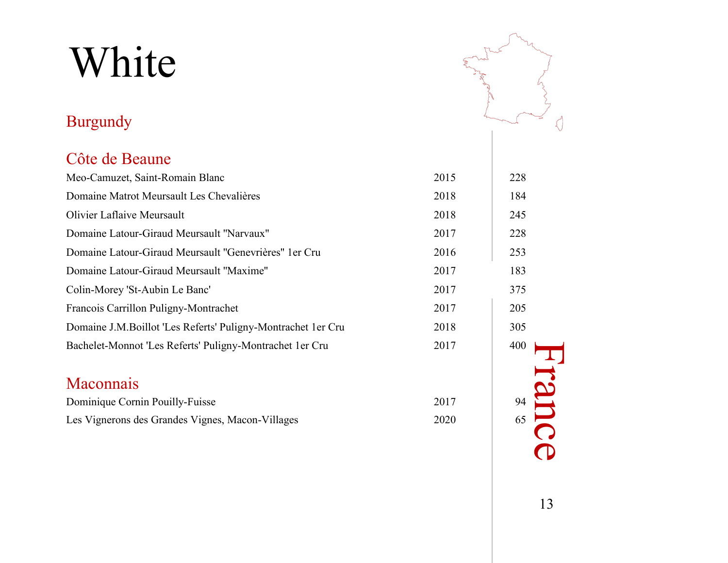# White

## Burgundy

### Côte de Beaune

| Wine | Vintage | Price |
|---|---|---|
| Meo-Camuzet, Saint-Romain Blanc | 2015 | 228 |
| Domaine Matrot Meursault Les Chevalières | 2018 | 184 |
| Olivier Laflaive Meursault | 2018 | 245 |
| Domaine Latour-Giraud Meursault "Narvaux" | 2017 | 228 |
| Domaine Latour-Giraud Meursault "Genevrières" 1er Cru | 2016 | 253 |
| Domaine Latour-Giraud Meursault "Maxime" | 2017 | 183 |
| Colin-Morey 'St-Aubin Le Banc' | 2017 | 375 |
| Francois Carrillon Puligny-Montrachet | 2017 | 205 |
| Domaine J.M.Boillot 'Les Referts' Puligny-Montrachet 1er Cru | 2018 | 305 |
| Bachelet-Monnot 'Les Referts' Puligny-Montrachet 1er Cru | 2017 | 400 |

### Maconnais

| Wine | Vintage | Price |
|---|---|---|
| Dominique Cornin Pouilly-Fuisse | 2017 | 94 |
| Les Vignerons des Grandes Vignes, Macon-Villages | 2020 | 65 |

France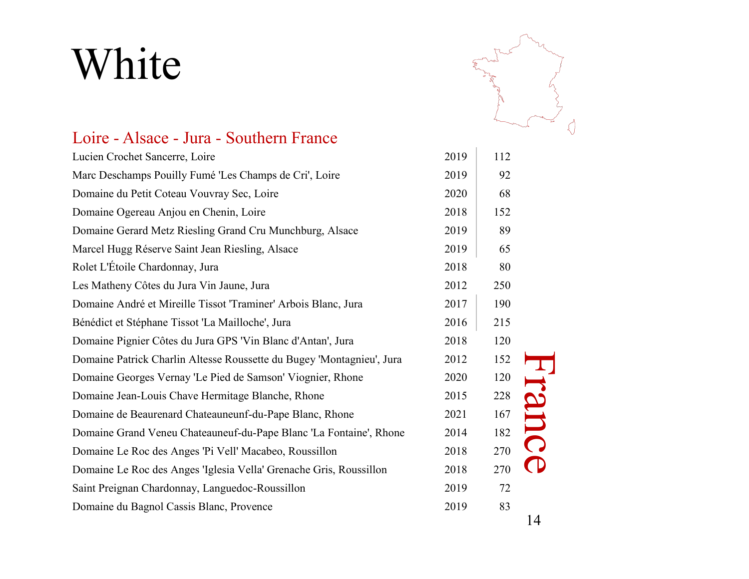# White

## Loire - Alsace - Jura - Southern France

| Wine | Vintage | Price |
|---|---|---|
| Lucien Crochet Sancerre, Loire | 2019 | 112 |
| Marc Deschamps Pouilly Fumé 'Les Champs de Cri', Loire | 2019 | 92 |
| Domaine du Petit Coteau Vouvray Sec, Loire | 2020 | 68 |
| Domaine Ogereau Anjou en Chenin, Loire | 2018 | 152 |
| Domaine Gerard Metz Riesling Grand Cru Munchburg, Alsace | 2019 | 89 |
| Marcel Hugg Réserve Saint Jean Riesling, Alsace | 2019 | 65 |
| Rolet L'Étoile Chardonnay, Jura | 2018 | 80 |
| Les Matheny Côtes du Jura Vin Jaune, Jura | 2012 | 250 |
| Domaine André et Mireille Tissot 'Traminer' Arbois Blanc, Jura | 2017 | 190 |
| Bénédict et Stéphane Tissot 'La Mailloche', Jura | 2016 | 215 |
| Domaine Pignier Côtes du Jura GPS 'Vin Blanc d'Antan', Jura | 2018 | 120 |
| Domaine Patrick Charlin Altesse Roussette du Bugey 'Montagnieu', Jura | 2012 | 152 |
| Domaine Georges Vernay 'Le Pied de Samson' Viognier, Rhone | 2020 | 120 |
| Domaine Jean-Louis Chave Hermitage Blanche, Rhone | 2015 | 228 |
| Domaine de Beaurenard Chateauneuf-du-Pape Blanc, Rhone | 2021 | 167 |
| Domaine Grand Veneu Chateauneuf-du-Pape Blanc 'La Fontaine', Rhone | 2014 | 182 |
| Domaine Le Roc des Anges 'Pi Vell' Macabeo, Roussillon | 2018 | 270 |
| Domaine Le Roc des Anges 'Iglesia Vella' Grenache Gris, Roussillon | 2018 | 270 |
| Saint Preignan Chardonnay, Languedoc-Roussillon | 2019 | 72 |
| Domaine du Bagnol Cassis Blanc, Provence | 2019 | 83 |

France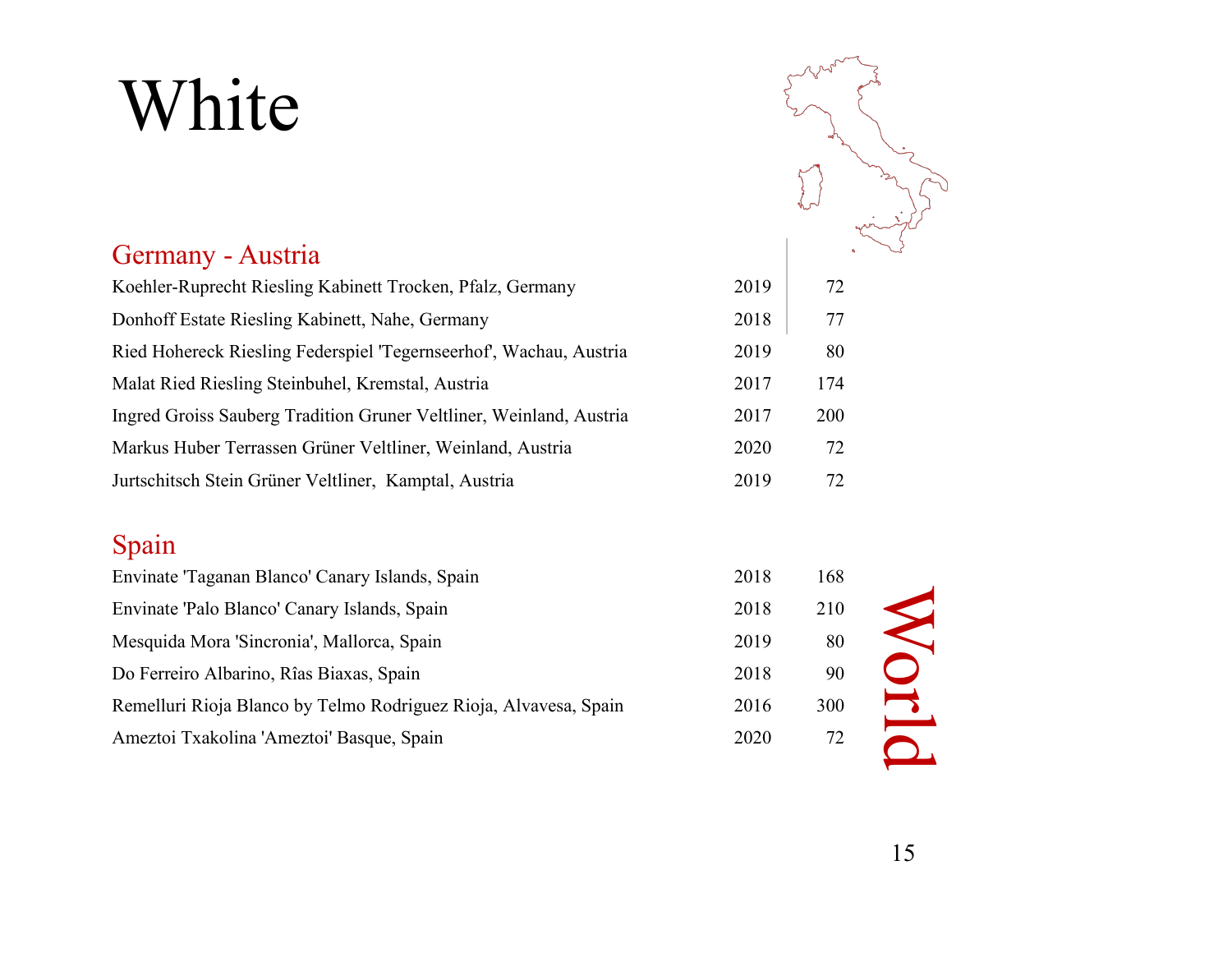# White

## Germany - Austria

| Wine | Vintage | Price |
|---|---|---|
| Koehler-Ruprecht Riesling Kabinett Trocken, Pfalz, Germany | 2019 | 72 |
| Donhoff Estate Riesling Kabinett, Nahe, Germany | 2018 | 77 |
| Ried Hohereck Riesling Federspiel 'Tegernseerhof', Wachau, Austria | 2019 | 80 |
| Malat Ried Riesling Steinbuhel, Kremstal, Austria | 2017 | 174 |
| Ingred Groiss Sauberg Tradition Gruner Veltliner, Weinland, Austria | 2017 | 200 |
| Markus Huber Terrassen Grüner Veltliner, Weinland, Austria | 2020 | 72 |
| Jurtschitsch Stein Grüner Veltliner, Kamptal, Austria | 2019 | 72 |

## Spain

| Wine | Vintage | Price |
|---|---|---|
| Envinate 'Taganan Blanco' Canary Islands, Spain | 2018 | 168 |
| Envinate 'Palo Blanco' Canary Islands, Spain | 2018 | 210 |
| Mesquida Mora 'Sincronia', Mallorca, Spain | 2019 | 80 |
| Do Ferreiro Albarino, Rîas Biaxas, Spain | 2018 | 90 |
| Remelluri Rioja Blanco by Telmo Rodriguez Rioja, Alvavesa, Spain | 2016 | 300 |
| Ameztoi Txakolina 'Ameztoi' Basque, Spain | 2020 | 72 |

World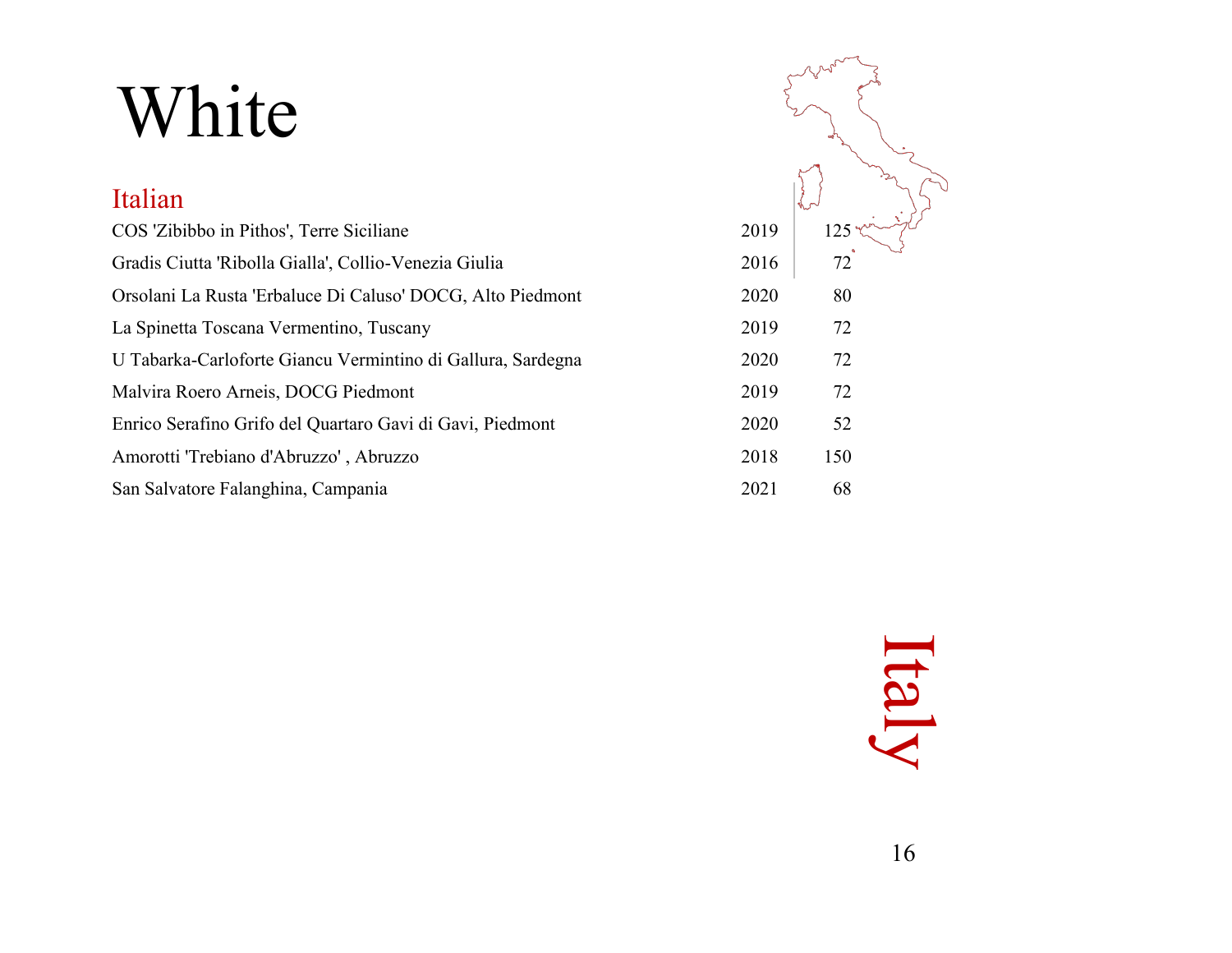# White

## Italian

| Wine | Vintage | Price |
|---|---|---|
| COS 'Zibibbo in Pithos', Terre Siciliane | 2019 | 125 |
| Gradis Ciutta 'Ribolla Gialla', Collio-Venezia Giulia | 2016 | 72 |
| Orsolani La Rusta 'Erbaluce Di Caluso' DOCG, Alto Piedmont | 2020 | 80 |
| La Spinetta Toscana Vermentino, Tuscany | 2019 | 72 |
| U Tabarka-Carloforte Giancu Vermintino di Gallura, Sardegna | 2020 | 72 |
| Malvira Roero Arneis, DOCG Piedmont | 2019 | 72 |
| Enrico Serafino Grifo del Quartaro Gavi di Gavi, Piedmont | 2020 | 52 |
| Amorotti 'Trebiano d'Abruzzo' , Abruzzo | 2018 | 150 |
| San Salvatore Falanghina, Campania | 2021 | 68 |

Italy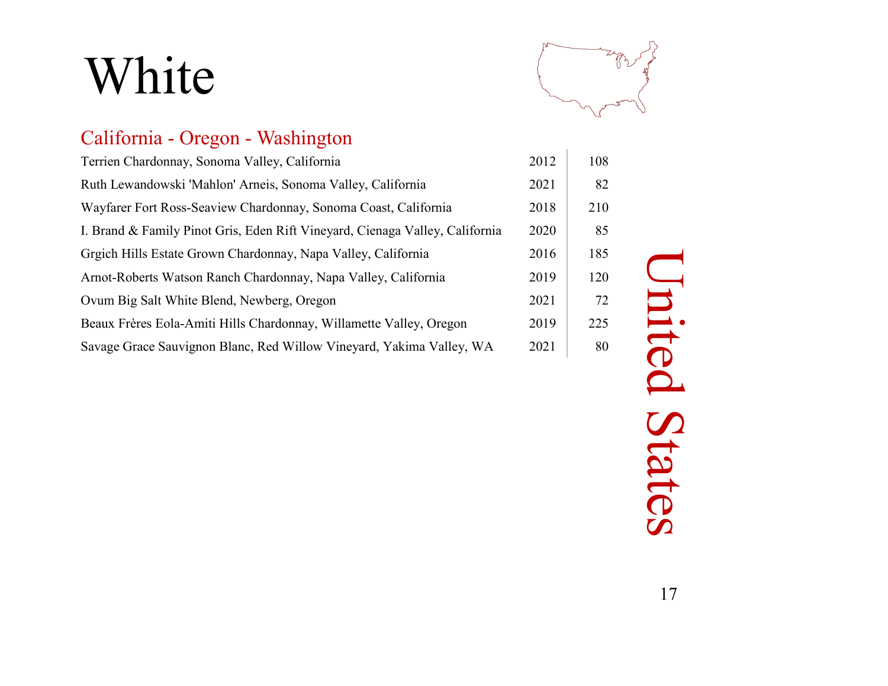# White

United States

## California - Oregon - Washington

| Wine | Vintage | Price |
|---|---|---|
| Terrien Chardonnay, Sonoma Valley, California | 2012 | 108 |
| Ruth Lewandowski 'Mahlon' Arneis, Sonoma Valley, California | 2021 | 82 |
| Wayfarer Fort Ross-Seaview Chardonnay, Sonoma Coast, California | 2018 | 210 |
| I. Brand & Family Pinot Gris, Eden Rift Vineyard, Cienaga Valley, California | 2020 | 85 |
| Grgich Hills Estate Grown Chardonnay, Napa Valley, California | 2016 | 185 |
| Arnot-Roberts Watson Ranch Chardonnay, Napa Valley, California | 2019 | 120 |
| Ovum Big Salt White Blend, Newberg, Oregon | 2021 | 72 |
| Beaux Frères Eola-Amiti Hills Chardonnay, Willamette Valley, Oregon | 2019 | 225 |
| Savage Grace Sauvignon Blanc, Red Willow Vineyard, Yakima Valley, WA | 2021 | 80 |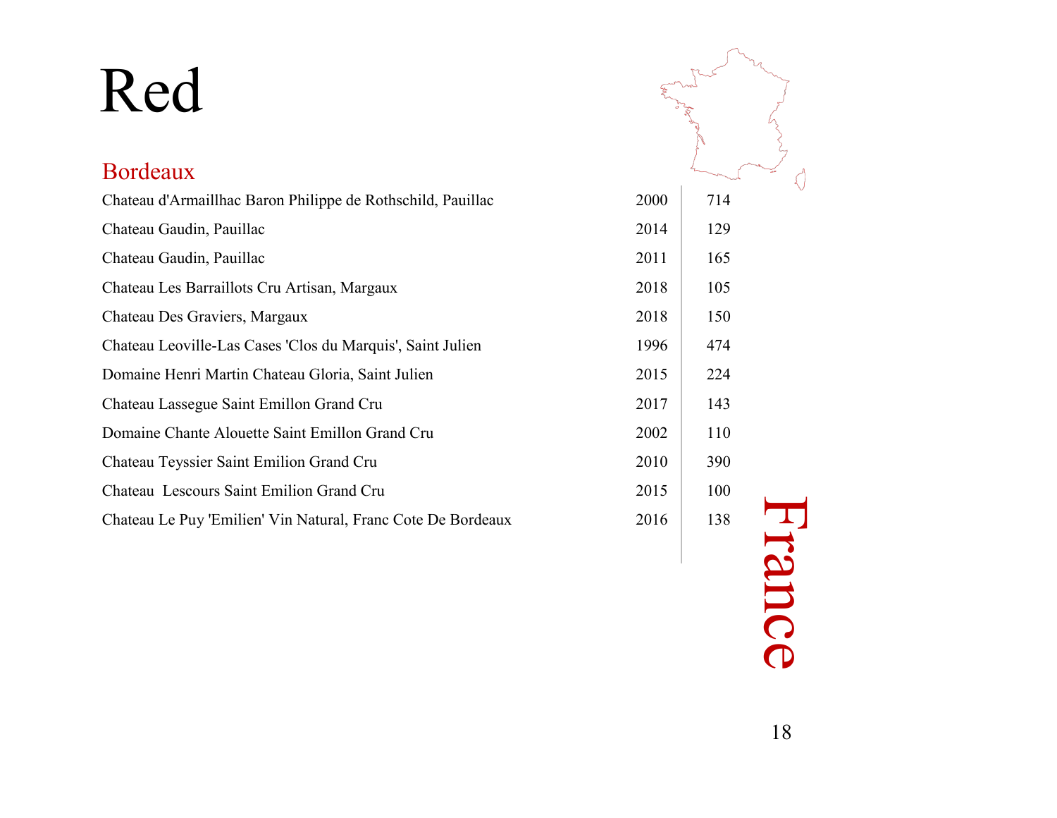# Red

## Bordeaux

| Wine | Vintage | Price |
|---|---|---|
| Chateau d'Armaillhac Baron Philippe de Rothschild, Pauillac | 2000 | 714 |
| Chateau Gaudin, Pauillac | 2014 | 129 |
| Chateau Gaudin, Pauillac | 2011 | 165 |
| Chateau Les Barraillots Cru Artisan, Margaux | 2018 | 105 |
| Chateau Des Graviers, Margaux | 2018 | 150 |
| Chateau Leoville-Las Cases 'Clos du Marquis', Saint Julien | 1996 | 474 |
| Domaine Henri Martin Chateau Gloria, Saint Julien | 2015 | 224 |
| Chateau Lassegue Saint Emillon Grand Cru | 2017 | 143 |
| Domaine Chante Alouette Saint Emillon Grand Cru | 2002 | 110 |
| Chateau Teyssier Saint Emilion Grand Cru | 2010 | 390 |
| Chateau  Lescours Saint Emilion Grand Cru | 2015 | 100 |
| Chateau Le Puy 'Emilien' Vin Natural, Franc Cote De Bordeaux | 2016 | 138 |

France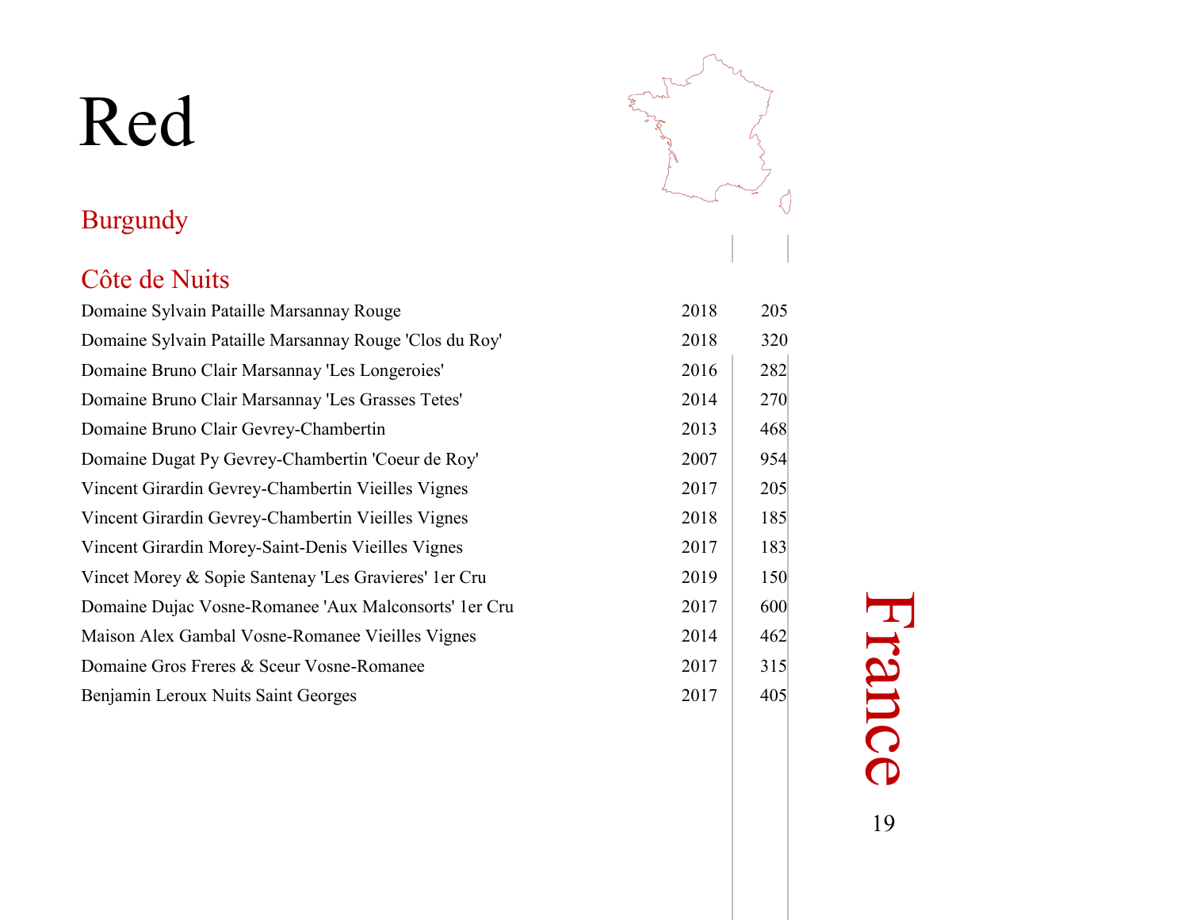# Red

## Burgundy

### Côte de Nuits

| Wine | Vintage | Price |
|---|---|---|
| Domaine Sylvain Pataille Marsannay Rouge | 2018 | 205 |
| Domaine Sylvain Pataille Marsannay Rouge 'Clos du Roy' | 2018 | 320 |
| Domaine Bruno Clair Marsannay 'Les Longeroies' | 2016 | 282 |
| Domaine Bruno Clair Marsannay 'Les Grasses Tetes' | 2014 | 270 |
| Domaine Bruno Clair Gevrey-Chambertin | 2013 | 468 |
| Domaine Dugat Py Gevrey-Chambertin 'Coeur de Roy' | 2007 | 954 |
| Vincent Girardin Gevrey-Chambertin Vieilles Vignes | 2017 | 205 |
| Vincent Girardin Gevrey-Chambertin Vieilles Vignes | 2018 | 185 |
| Vincent Girardin Morey-Saint-Denis Vieilles Vignes | 2017 | 183 |
| Vincet Morey & Sopie Santenay 'Les Gravieres' 1er Cru | 2019 | 150 |
| Domaine Dujac Vosne-Romanee 'Aux Malconsorts' 1er Cru | 2017 | 600 |
| Maison Alex Gambal Vosne-Romanee Vieilles Vignes | 2014 | 462 |
| Domaine Gros Freres & Sceur Vosne-Romanee | 2017 | 315 |
| Benjamin Leroux Nuits Saint Georges | 2017 | 405 |

France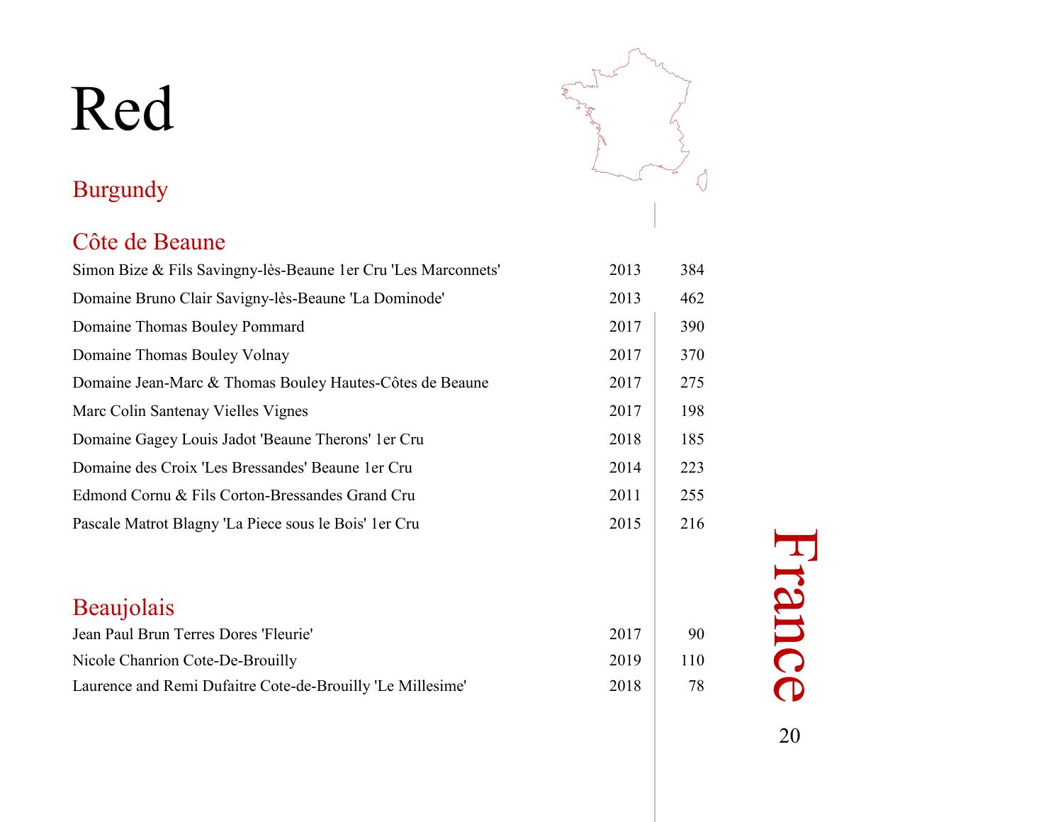# Red

France

## Burgundy

### Côte de Beaune

| Wine | Vintage | Price |
|---|---|---|
| Simon Bize & Fils Savingny-lès-Beaune 1er Cru 'Les Marconnets' | 2013 | 384 |
| Domaine Bruno Clair Savigny-lès-Beaune 'La Dominode' | 2013 | 462 |
| Domaine Thomas Bouley Pommard | 2017 | 390 |
| Domaine Thomas Bouley Volnay | 2017 | 370 |
| Domaine Jean-Marc & Thomas Bouley Hautes-Côtes de Beaune | 2017 | 275 |
| Marc Colin Santenay Vielles Vignes | 2017 | 198 |
| Domaine Gagey Louis Jadot 'Beaune Therons' 1er Cru | 2018 | 185 |
| Domaine des Croix 'Les Bressandes' Beaune 1er Cru | 2014 | 223 |
| Edmond Cornu & Fils Corton-Bressandes Grand Cru | 2011 | 255 |
| Pascale Matrot Blagny 'La Piece sous le Bois' 1er Cru | 2015 | 216 |

## Beaujolais

| Wine | Vintage | Price |
|---|---|---|
| Jean Paul Brun Terres Dores 'Fleurie' | 2017 | 90 |
| Nicole Chanrion Cote-De-Brouilly | 2019 | 110 |
| Laurence and Remi Dufaitre Cote-de-Brouilly 'Le Millesime' | 2018 | 78 |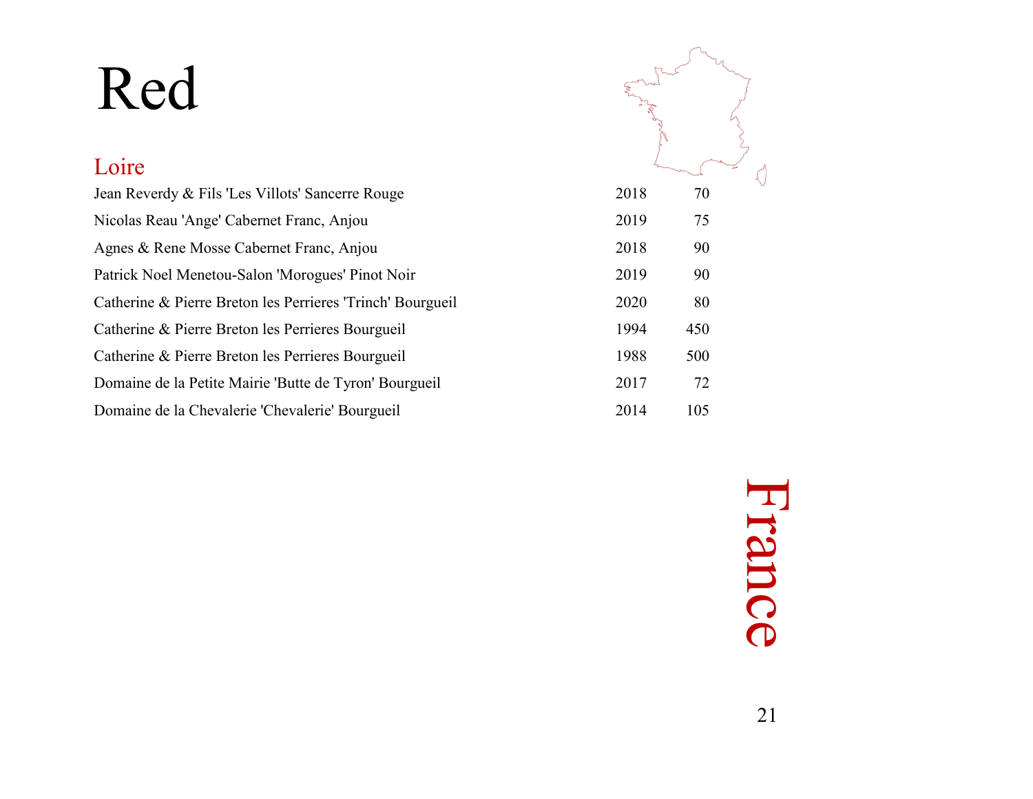# Red

## Loire

| Wine | Vintage | Price |
|---|---|---|
| Jean Reverdy & Fils 'Les Villots' Sancerre Rouge | 2018 | 70 |
| Nicolas Reau 'Ange' Cabernet Franc, Anjou | 2019 | 75 |
| Agnes & Rene Mosse Cabernet Franc, Anjou | 2018 | 90 |
| Patrick Noel Menetou-Salon 'Morogues' Pinot Noir | 2019 | 90 |
| Catherine & Pierre Breton les Perrieres 'Trinch' Bourgueil | 2020 | 80 |
| Catherine & Pierre Breton les Perrieres Bourgueil | 1994 | 450 |
| Catherine & Pierre Breton les Perrieres Bourgueil | 1988 | 500 |
| Domaine de la Petite Mairie 'Butte de Tyron' Bourgueil | 2017 | 72 |
| Domaine de la Chevalerie 'Chevalerie' Bourgueil | 2014 | 105 |

France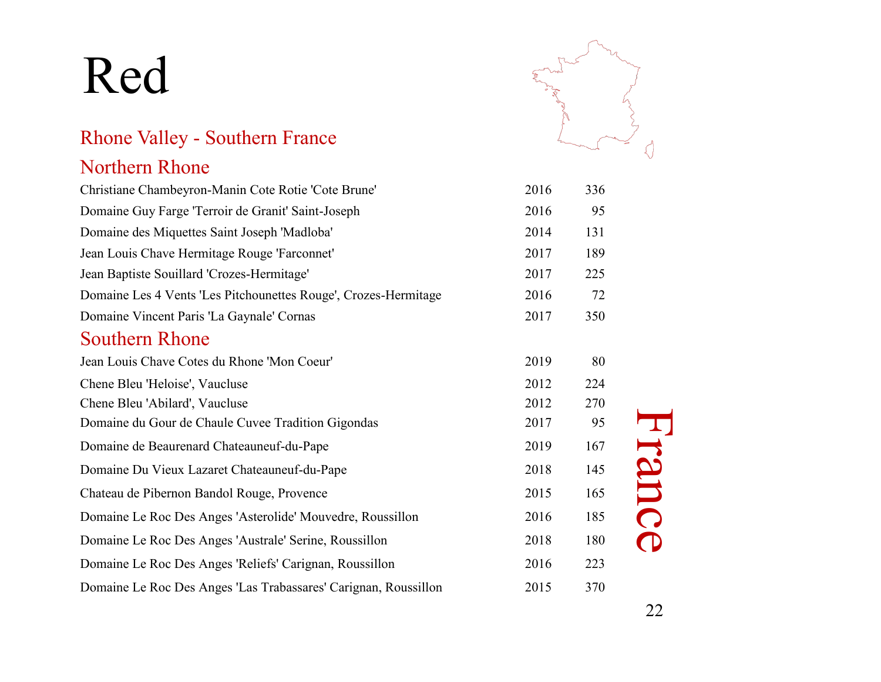# Red

## Rhone Valley - Southern France

### Northern Rhone

| Wine | Vintage | Price |
|---|---|---|
| Christiane Chambeyron-Manin Cote Rotie 'Cote Brune' | 2016 | 336 |
| Domaine Guy Farge 'Terroir de Granit' Saint-Joseph | 2016 | 95 |
| Domaine des Miquettes Saint Joseph 'Madloba' | 2014 | 131 |
| Jean Louis Chave Hermitage Rouge 'Farconnet' | 2017 | 189 |
| Jean Baptiste Souillard 'Crozes-Hermitage' | 2017 | 225 |
| Domaine Les 4 Vents 'Les Pitchounettes Rouge', Crozes-Hermitage | 2016 | 72 |
| Domaine Vincent Paris 'La Gaynale' Cornas | 2017 | 350 |

### Southern Rhone

| Wine | Vintage | Price |
|---|---|---|
| Jean Louis Chave Cotes du Rhone 'Mon Coeur' | 2019 | 80 |
| Chene Bleu 'Heloise', Vaucluse | 2012 | 224 |
| Chene Bleu 'Abilard', Vaucluse | 2012 | 270 |
| Domaine du Gour de Chaule Cuvee Tradition Gigondas | 2017 | 95 |
| Domaine de Beaurenard Chateauneuf-du-Pape | 2019 | 167 |
| Domaine Du Vieux Lazaret Chateauneuf-du-Pape | 2018 | 145 |
| Chateau de Pibernon Bandol Rouge, Provence | 2015 | 165 |
| Domaine Le Roc Des Anges 'Asterolide' Mouvedre, Roussillon | 2016 | 185 |
| Domaine Le Roc Des Anges 'Australe' Serine, Roussillon | 2018 | 180 |
| Domaine Le Roc Des Anges 'Reliefs' Carignan, Roussillon | 2016 | 223 |
| Domaine Le Roc Des Anges 'Las Trabassares' Carignan, Roussillon | 2015 | 370 |

France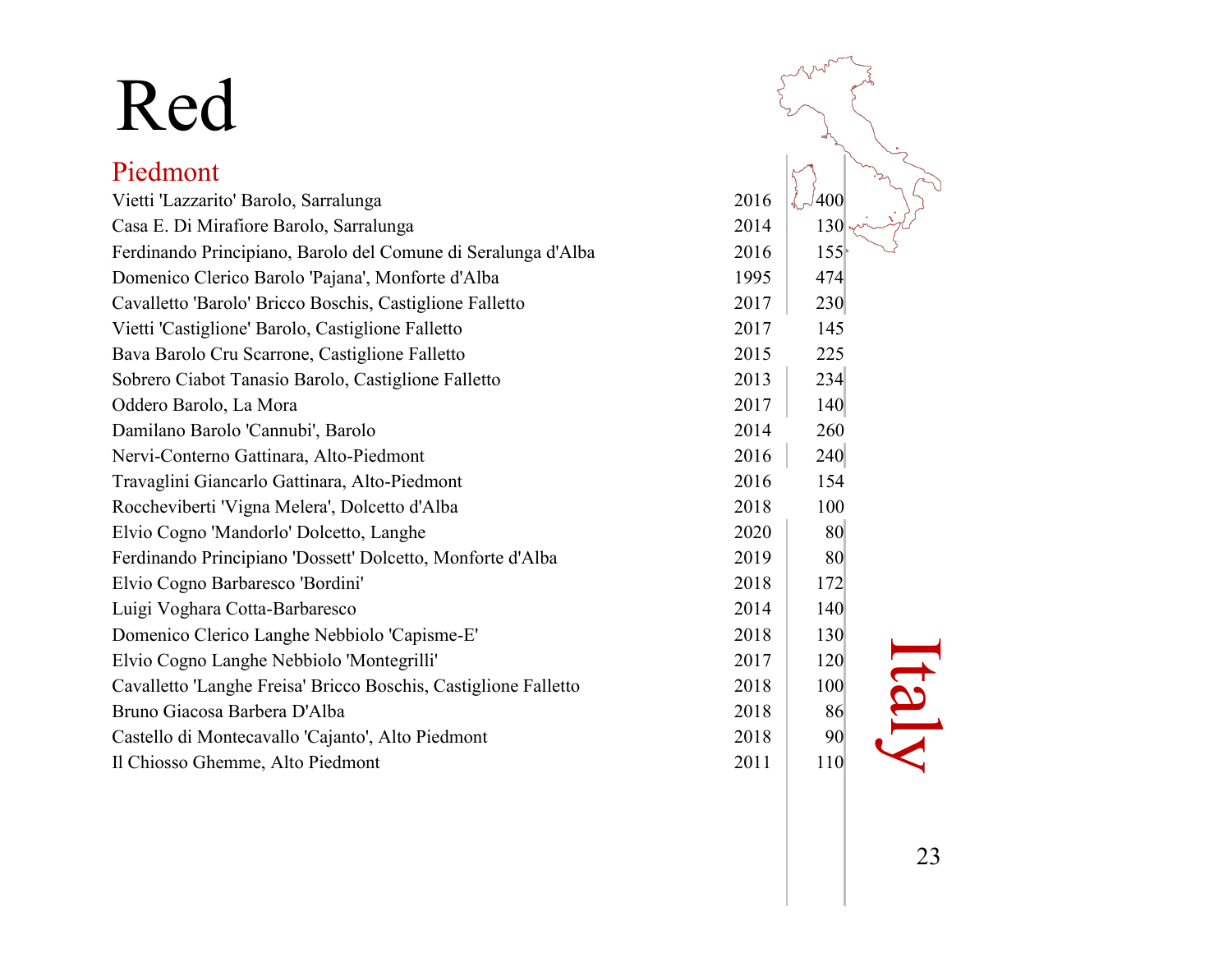# Red

## Piedmont

| Wine | Vintage | Price |
|---|---|---|
| Vietti 'Lazzarito' Barolo, Sarralunga | 2016 | 400 |
| Casa E. Di Mirafiore Barolo, Sarralunga | 2014 | 130 |
| Ferdinando Principiano, Barolo del Comune di Seralunga d'Alba | 2016 | 155 |
| Domenico Clerico Barolo 'Pajana', Monforte d'Alba | 1995 | 474 |
| Cavalletto 'Barolo' Bricco Boschis, Castiglione Falletto | 2017 | 230 |
| Vietti 'Castiglione' Barolo, Castiglione Falletto | 2017 | 145 |
| Bava Barolo Cru Scarrone, Castiglione Falletto | 2015 | 225 |
| Sobrero Ciabot Tanasio Barolo, Castiglione Falletto | 2013 | 234 |
| Oddero Barolo, La Mora | 2017 | 140 |
| Damilano Barolo 'Cannubi', Barolo | 2014 | 260 |
| Nervi-Conterno Gattinara, Alto-Piedmont | 2016 | 240 |
| Travaglini Giancarlo Gattinara, Alto-Piedmont | 2016 | 154 |
| Roccheviberti 'Vigna Melera', Dolcetto d'Alba | 2018 | 100 |
| Elvio Cogno 'Mandorlo' Dolcetto, Langhe | 2020 | 80 |
| Ferdinando Principiano 'Dossett' Dolcetto, Monforte d'Alba | 2019 | 80 |
| Elvio Cogno Barbaresco 'Bordini' | 2018 | 172 |
| Luigi Voghara Cotta-Barbaresco | 2014 | 140 |
| Domenico Clerico Langhe Nebbiolo 'Capisme-E' | 2018 | 130 |
| Elvio Cogno Langhe Nebbiolo 'Montegrilli' | 2017 | 120 |
| Cavalletto 'Langhe Freisa' Bricco Boschis, Castiglione Falletto | 2018 | 100 |
| Bruno Giacosa Barbera D'Alba | 2018 | 86 |
| Castello di Montecavallo 'Cajanto', Alto Piedmont | 2018 | 90 |
| Il Chiosso Ghemme, Alto Piedmont | 2011 | 110 |

Italy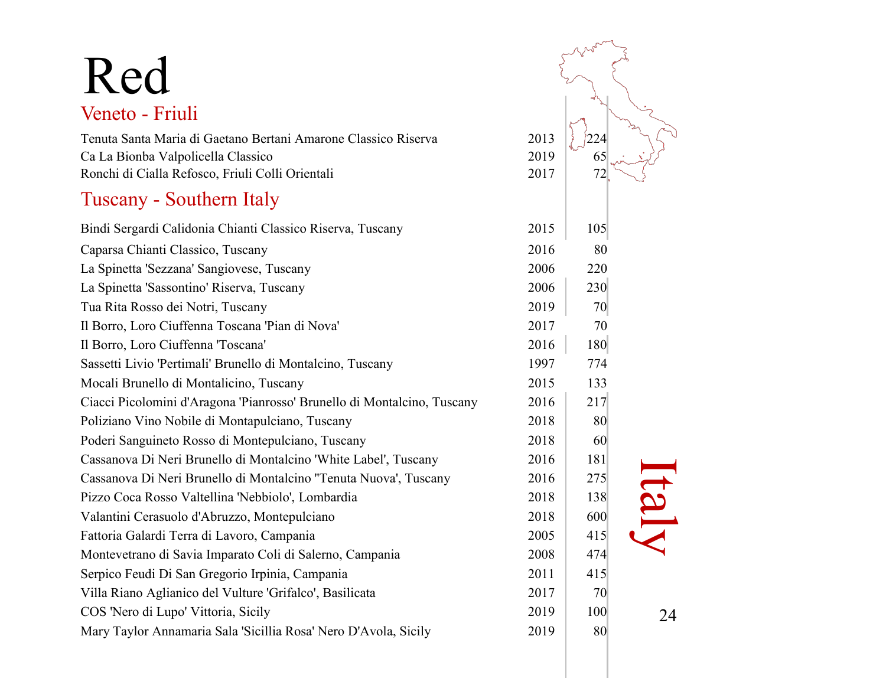# Red

## Veneto - Friuli

| Wine | Vintage | Price |
|---|---|---|
| Tenuta Santa Maria di Gaetano Bertani Amarone Classico Riserva | 2013 | 224 |
| Ca La Bionba Valpolicella Classico | 2019 | 65 |
| Ronchi di Cialla Refosco, Friuli Colli Orientali | 2017 | 72 |

## Tuscany - Southern Italy

| Wine | Vintage | Price |
|---|---|---|
| Bindi Sergardi Calidonia Chianti Classico Riserva, Tuscany | 2015 | 105 |
| Caparsa Chianti Classico, Tuscany | 2016 | 80 |
| La Spinetta 'Sezzana' Sangiovese, Tuscany | 2006 | 220 |
| La Spinetta 'Sassontino' Riserva, Tuscany | 2006 | 230 |
| Tua Rita Rosso dei Notri, Tuscany | 2019 | 70 |
| Il Borro, Loro Ciuffenna Toscana 'Pian di Nova' | 2017 | 70 |
| Il Borro, Loro Ciuffenna 'Toscana' | 2016 | 180 |
| Sassetti Livio 'Pertimali' Brunello di Montalcino, Tuscany | 1997 | 774 |
| Mocali Brunello di Montalicino, Tuscany | 2015 | 133 |
| Ciacci Picolomini d'Aragona 'Pianrosso' Brunello di Montalcino, Tuscany | 2016 | 217 |
| Poliziano Vino Nobile di Montapulciano, Tuscany | 2018 | 80 |
| Poderi Sanguineto Rosso di Montepulciano, Tuscany | 2018 | 60 |
| Cassanova Di Neri Brunello di Montalcino 'White Label', Tuscany | 2016 | 181 |
| Cassanova Di Neri Brunello di Montalcino "Tenuta Nuova', Tuscany | 2016 | 275 |
| Pizzo Coca Rosso Valtellina 'Nebbiolo', Lombardia | 2018 | 138 |
| Valantini Cerasuolo d'Abruzzo, Montepulciano | 2018 | 600 |
| Fattoria Galardi Terra di Lavoro, Campania | 2005 | 415 |
| Montevetrano di Savia Imparato Coli di Salerno, Campania | 2008 | 474 |
| Serpico Feudi Di San Gregorio Irpinia, Campania | 2011 | 415 |
| Villa Riano Aglianico del Vulture 'Grifalco', Basilicata | 2017 | 70 |
| COS 'Nero di Lupo' Vittoria, Sicily | 2019 | 100 |
| Mary Taylor Annamaria Sala 'Sicillia Rosa' Nero D'Avola, Sicily | 2019 | 80 |

Italy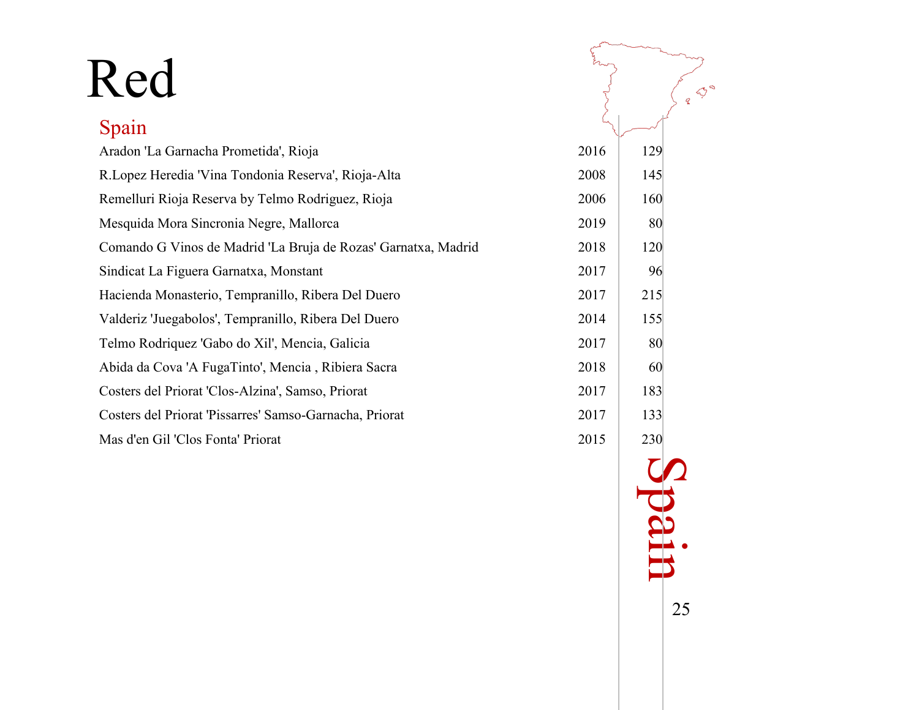# Red

## Spain

| Wine | Vintage | Price |
|---|---|---|
| Aradon 'La Garnacha Prometida', Rioja | 2016 | 129 |
| R.Lopez Heredia 'Vina Tondonia Reserva', Rioja-Alta | 2008 | 145 |
| Remelluri Rioja Reserva by Telmo Rodriguez, Rioja | 2006 | 160 |
| Mesquida Mora Sincronia Negre, Mallorca | 2019 | 80 |
| Comando G Vinos de Madrid 'La Bruja de Rozas' Garnatxa, Madrid | 2018 | 120 |
| Sindicat La Figuera Garnatxa, Monstant | 2017 | 96 |
| Hacienda Monasterio, Tempranillo, Ribera Del Duero | 2017 | 215 |
| Valderiz 'Juegabolos', Tempranillo, Ribera Del Duero | 2014 | 155 |
| Telmo Rodriquez 'Gabo do Xil', Mencia, Galicia | 2017 | 80 |
| Abida da Cova 'A FugaTinto', Mencia , Ribiera Sacra | 2018 | 60 |
| Costers del Priorat 'Clos-Alzina', Samso, Priorat | 2017 | 183 |
| Costers del Priorat 'Pissarres' Samso-Garnacha, Priorat | 2017 | 133 |
| Mas d'en Gil 'Clos Fonta' Priorat | 2015 | 230 |

Spain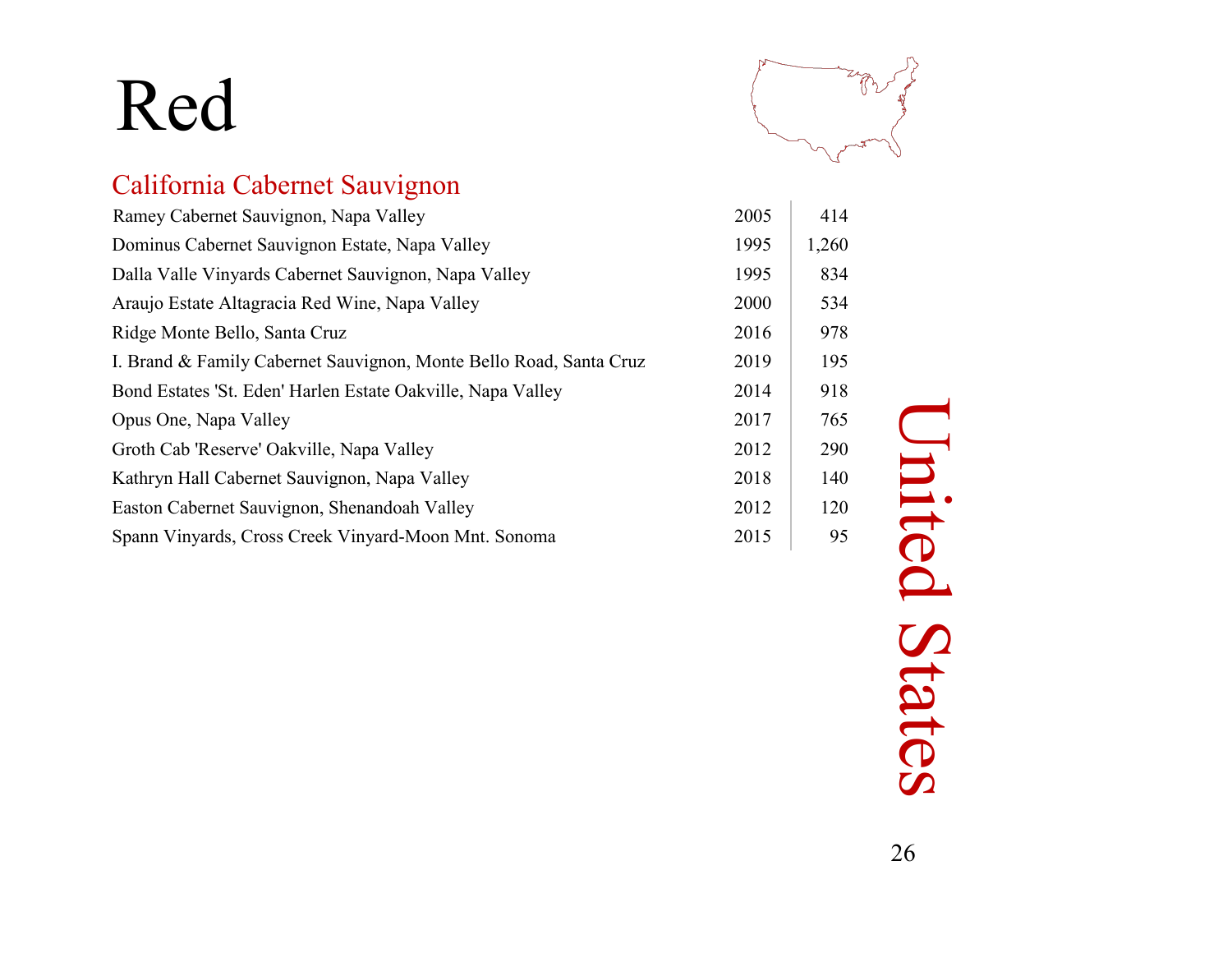# Red

United States

## California Cabernet Sauvignon

| Wine | Vintage | Price |
|---|---|---|
| Ramey Cabernet Sauvignon, Napa Valley | 2005 | 414 |
| Dominus Cabernet Sauvignon Estate, Napa Valley | 1995 | 1,260 |
| Dalla Valle Vinyards Cabernet Sauvignon, Napa Valley | 1995 | 834 |
| Araujo Estate Altagracia Red Wine, Napa Valley | 2000 | 534 |
| Ridge Monte Bello, Santa Cruz | 2016 | 978 |
| I. Brand & Family Cabernet Sauvignon, Monte Bello Road, Santa Cruz | 2019 | 195 |
| Bond Estates 'St. Eden' Harlen Estate Oakville, Napa Valley | 2014 | 918 |
| Opus One, Napa Valley | 2017 | 765 |
| Groth Cab 'Reserve' Oakville, Napa Valley | 2012 | 290 |
| Kathryn Hall Cabernet Sauvignon, Napa Valley | 2018 | 140 |
| Easton Cabernet Sauvignon, Shenandoah Valley | 2012 | 120 |
| Spann Vinyards, Cross Creek Vinyard-Moon Mnt. Sonoma | 2015 | 95 |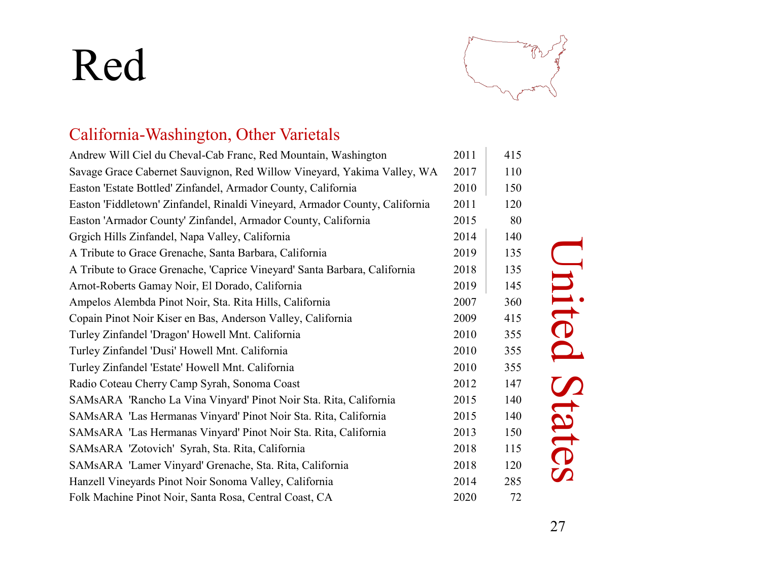# Red

## United States

### California-Washington, Other Varietals

| Wine | Vintage | Price |
|---|---|---|
| Andrew Will Ciel du Cheval-Cab Franc, Red Mountain, Washington | 2011 | 415 |
| Savage Grace Cabernet Sauvignon, Red Willow Vineyard, Yakima Valley, WA | 2017 | 110 |
| Easton 'Estate Bottled' Zinfandel, Armador County, California | 2010 | 150 |
| Easton 'Fiddletown' Zinfandel, Rinaldi Vineyard, Armador County, California | 2011 | 120 |
| Easton 'Armador County' Zinfandel, Armador County, California | 2015 | 80 |
| Grgich Hills Zinfandel, Napa Valley, California | 2014 | 140 |
| A Tribute to Grace Grenache, Santa Barbara, California | 2019 | 135 |
| A Tribute to Grace Grenache, 'Caprice Vineyard' Santa Barbara, California | 2018 | 135 |
| Arnot-Roberts Gamay Noir, El Dorado, California | 2019 | 145 |
| Ampelos Alembda Pinot Noir, Sta. Rita Hills, California | 2007 | 360 |
| Copain Pinot Noir Kiser en Bas, Anderson Valley, California | 2009 | 415 |
| Turley Zinfandel 'Dragon' Howell Mnt. California | 2010 | 355 |
| Turley Zinfandel 'Dusi' Howell Mnt. California | 2010 | 355 |
| Turley Zinfandel 'Estate' Howell Mnt. California | 2010 | 355 |
| Radio Coteau Cherry Camp Syrah, Sonoma Coast | 2012 | 147 |
| SAMsARA 'Rancho La Vina Vinyard' Pinot Noir Sta. Rita, California | 2015 | 140 |
| SAMsARA 'Las Hermanas Vinyard' Pinot Noir Sta. Rita, California | 2015 | 140 |
| SAMsARA 'Las Hermanas Vinyard' Pinot Noir Sta. Rita, California | 2013 | 150 |
| SAMsARA 'Zotovich' Syrah, Sta. Rita, California | 2018 | 115 |
| SAMsARA 'Lamer Vinyard' Grenache, Sta. Rita, California | 2018 | 120 |
| Hanzell Vineyards Pinot Noir Sonoma Valley, California | 2014 | 285 |
| Folk Machine Pinot Noir, Santa Rosa, Central Coast, CA | 2020 | 72 |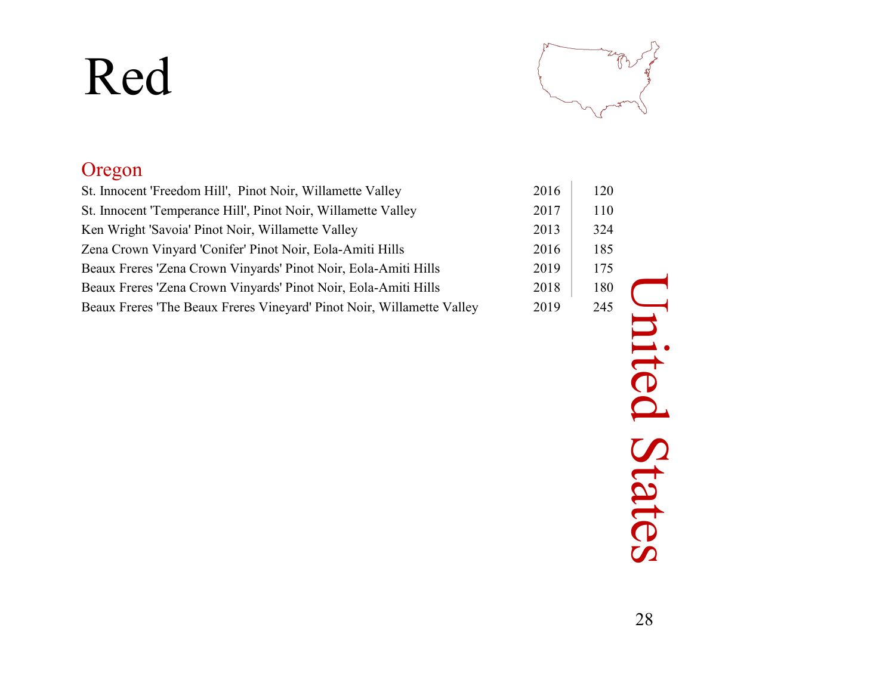# Red

## United States

### Oregon

| Wine | Vintage | Price |
| --- | --- | --- |
| St. Innocent 'Freedom Hill',  Pinot Noir, Willamette Valley | 2016 | 120 |
| St. Innocent 'Temperance Hill', Pinot Noir, Willamette Valley | 2017 | 110 |
| Ken Wright 'Savoia' Pinot Noir, Willamette Valley | 2013 | 324 |
| Zena Crown Vinyard 'Conifer' Pinot Noir, Eola-Amiti Hills | 2016 | 185 |
| Beaux Freres 'Zena Crown Vinyards' Pinot Noir, Eola-Amiti Hills | 2019 | 175 |
| Beaux Freres 'Zena Crown Vinyards' Pinot Noir, Eola-Amiti Hills | 2018 | 180 |
| Beaux Freres 'The Beaux Freres Vineyard' Pinot Noir, Willamette Valley | 2019 | 245 |